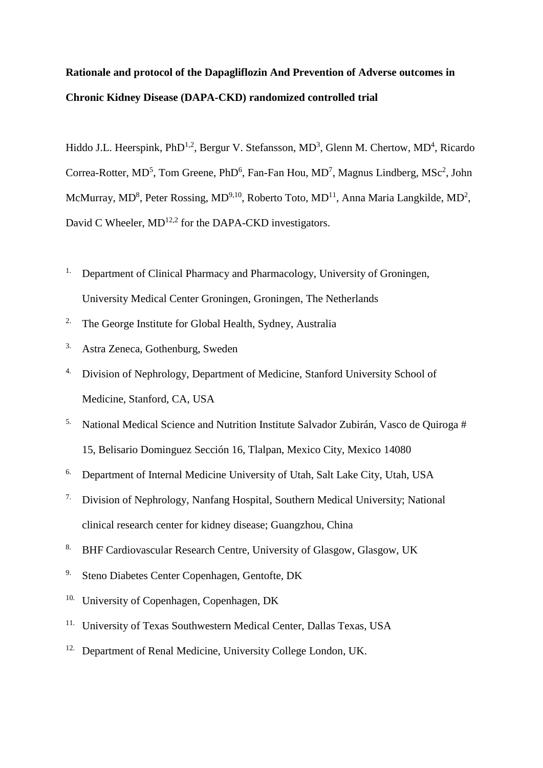# Rationale and protocol of the Dapagliflozin And Prevention of Adverse outcomes in Chronic Kidney Disease (DAPA-CKD) randomized controlled trial

Hiddo J.L. Heerspink, PhD[1,2], Bergur V. Stefansson, MD[3], Glenn M. Chertow, MD[4], Ricardo Correa-Rotter, MD[5], Tom Greene, PhD[6], Fan-Fan Hou, MD[7], Magnus Lindberg, MSc[2], John McMurray, MD[8], Peter Rossing, MD[9,10], Roberto Toto, MD[11], Anna Maria Langkilde, MD[2], David C Wheeler, MD[12,2] for the DAPA-CKD investigators.

1. Department of Clinical Pharmacy and Pharmacology, University of Groningen, University Medical Center Groningen, Groningen, The Netherlands
2. The George Institute for Global Health, Sydney, Australia
3. Astra Zeneca, Gothenburg, Sweden
4. Division of Nephrology, Department of Medicine, Stanford University School of Medicine, Stanford, CA, USA
5. National Medical Science and Nutrition Institute Salvador Zubirán, Vasco de Quiroga # 15, Belisario Dominguez Sección 16, Tlalpan, Mexico City, Mexico 14080
6. Department of Internal Medicine University of Utah, Salt Lake City, Utah, USA
7. Division of Nephrology, Nanfang Hospital, Southern Medical University; National clinical research center for kidney disease; Guangzhou, China
8. BHF Cardiovascular Research Centre, University of Glasgow, Glasgow, UK
9. Steno Diabetes Center Copenhagen, Gentofte, DK
10. University of Copenhagen, Copenhagen, DK
11. University of Texas Southwestern Medical Center, Dallas Texas, USA
12. Department of Renal Medicine, University College London, UK.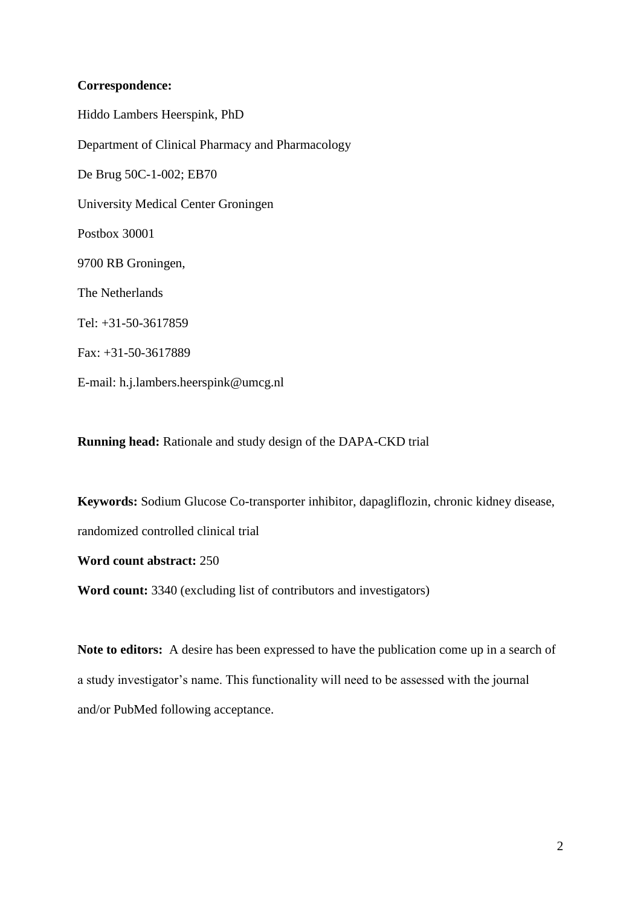**Correspondence:**

Hiddo Lambers Heerspink, PhD

Department of Clinical Pharmacy and Pharmacology

De Brug 50C-1-002; EB70

University Medical Center Groningen

Postbox 30001

9700 RB Groningen,

The Netherlands

Tel: +31-50-3617859

Fax: +31-50-3617889

E-mail: h.j.lambers.heerspink@umcg.nl

**Running head:** Rationale and study design of the DAPA-CKD trial

**Keywords:** Sodium Glucose Co-transporter inhibitor, dapagliflozin, chronic kidney disease, randomized controlled clinical trial

**Word count abstract:** 250

**Word count:** 3340 (excluding list of contributors and investigators)

**Note to editors:** A desire has been expressed to have the publication come up in a search of a study investigator's name. This functionality will need to be assessed with the journal and/or PubMed following acceptance.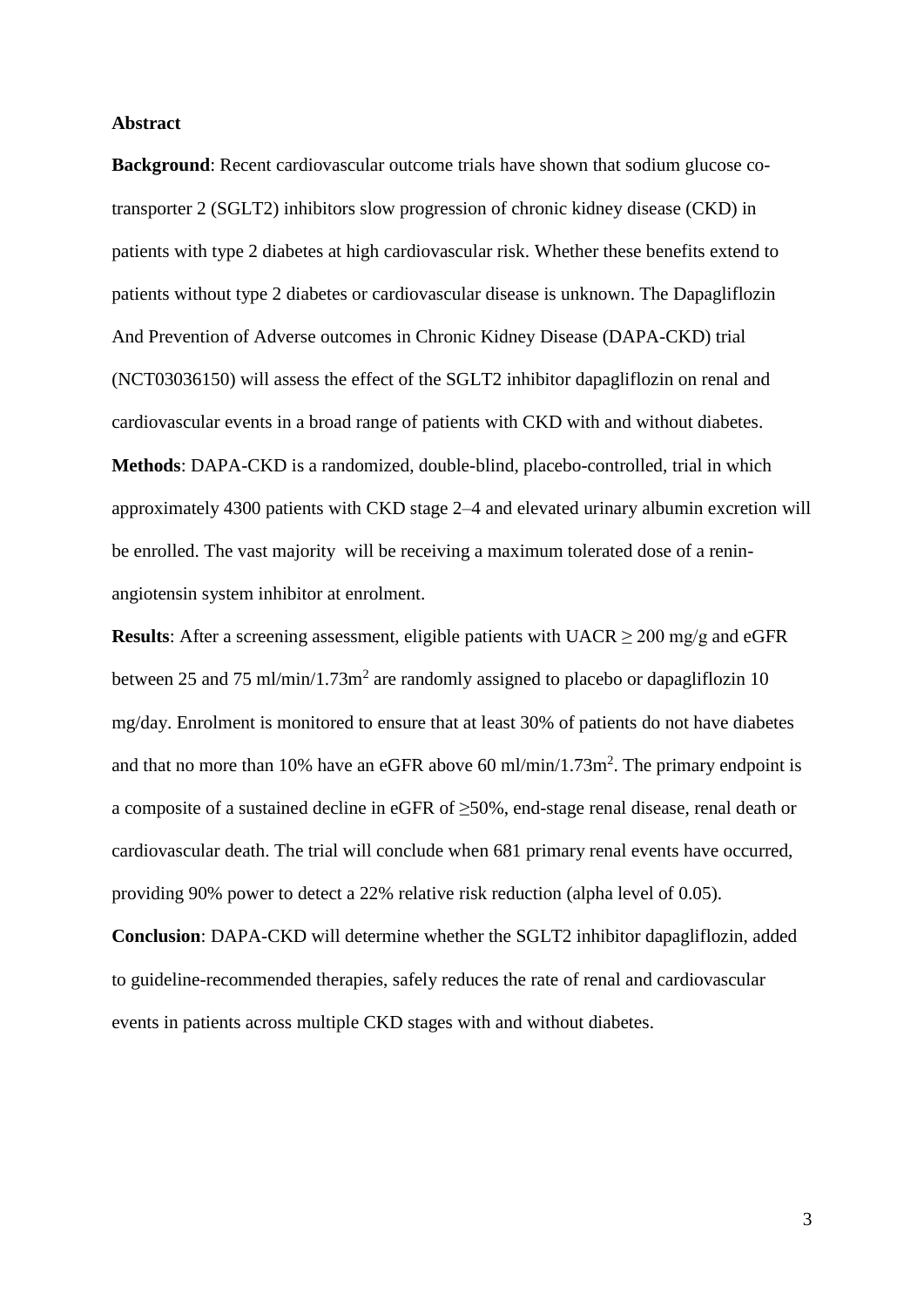**Abstract**

**Background**: Recent cardiovascular outcome trials have shown that sodium glucose co-transporter 2 (SGLT2) inhibitors slow progression of chronic kidney disease (CKD) in patients with type 2 diabetes at high cardiovascular risk. Whether these benefits extend to patients without type 2 diabetes or cardiovascular disease is unknown. The Dapagliflozin And Prevention of Adverse outcomes in Chronic Kidney Disease (DAPA-CKD) trial (NCT03036150) will assess the effect of the SGLT2 inhibitor dapagliflozin on renal and cardiovascular events in a broad range of patients with CKD with and without diabetes.

**Methods**: DAPA-CKD is a randomized, double-blind, placebo-controlled, trial in which approximately 4300 patients with CKD stage 2–4 and elevated urinary albumin excretion will be enrolled. The vast majority will be receiving a maximum tolerated dose of a renin-angiotensin system inhibitor at enrolment.

**Results**: After a screening assessment, eligible patients with UACR $\geq$ 200 mg/g and eGFR between 25 and 75 ml/min/1.73m$^2$ are randomly assigned to placebo or dapagliflozin 10 mg/day. Enrolment is monitored to ensure that at least 30% of patients do not have diabetes and that no more than 10% have an eGFR above 60 ml/min/1.73m$^2$. The primary endpoint is a composite of a sustained decline in eGFR of $\geq$50%, end-stage renal disease, renal death or cardiovascular death. The trial will conclude when 681 primary renal events have occurred, providing 90% power to detect a 22% relative risk reduction (alpha level of 0.05).

**Conclusion**: DAPA-CKD will determine whether the SGLT2 inhibitor dapagliflozin, added to guideline-recommended therapies, safely reduces the rate of renal and cardiovascular events in patients across multiple CKD stages with and without diabetes.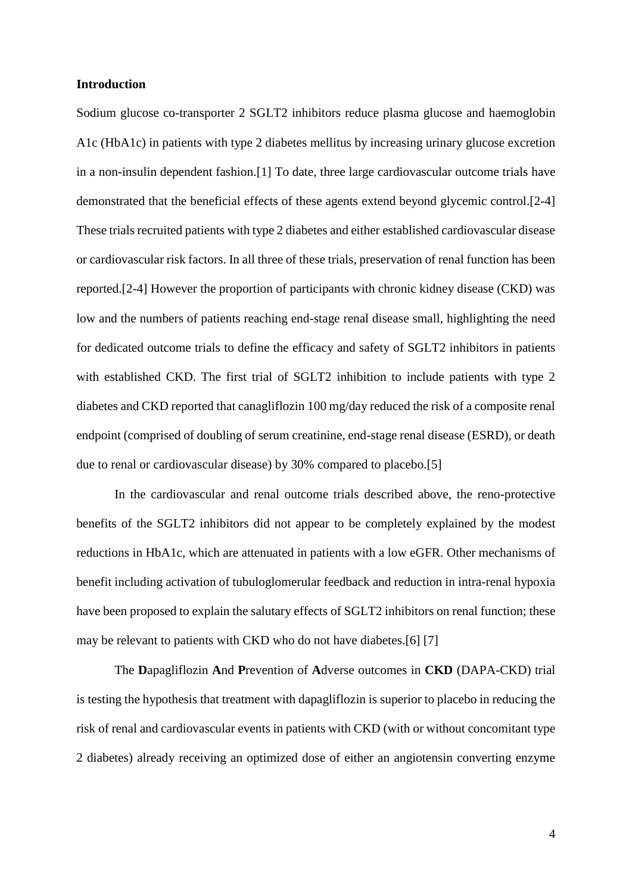## Introduction

Sodium glucose co-transporter 2 SGLT2 inhibitors reduce plasma glucose and haemoglobin A1c (HbA1c) in patients with type 2 diabetes mellitus by increasing urinary glucose excretion in a non-insulin dependent fashion.[1] To date, three large cardiovascular outcome trials have demonstrated that the beneficial effects of these agents extend beyond glycemic control.[2-4] These trials recruited patients with type 2 diabetes and either established cardiovascular disease or cardiovascular risk factors. In all three of these trials, preservation of renal function has been reported.[2-4] However the proportion of participants with chronic kidney disease (CKD) was low and the numbers of patients reaching end-stage renal disease small, highlighting the need for dedicated outcome trials to define the efficacy and safety of SGLT2 inhibitors in patients with established CKD. The first trial of SGLT2 inhibition to include patients with type 2 diabetes and CKD reported that canagliflozin 100 mg/day reduced the risk of a composite renal endpoint (comprised of doubling of serum creatinine, end-stage renal disease (ESRD), or death due to renal or cardiovascular disease) by 30% compared to placebo.[5]

In the cardiovascular and renal outcome trials described above, the reno-protective benefits of the SGLT2 inhibitors did not appear to be completely explained by the modest reductions in HbA1c, which are attenuated in patients with a low eGFR. Other mechanisms of benefit including activation of tubuloglomerular feedback and reduction in intra-renal hypoxia have been proposed to explain the salutary effects of SGLT2 inhibitors on renal function; these may be relevant to patients with CKD who do not have diabetes.[6] [7]

The **D**apagliflozin **A**nd **P**revention of **A**dverse outcomes in **CKD** (DAPA-CKD) trial is testing the hypothesis that treatment with dapagliflozin is superior to placebo in reducing the risk of renal and cardiovascular events in patients with CKD (with or without concomitant type 2 diabetes) already receiving an optimized dose of either an angiotensin converting enzyme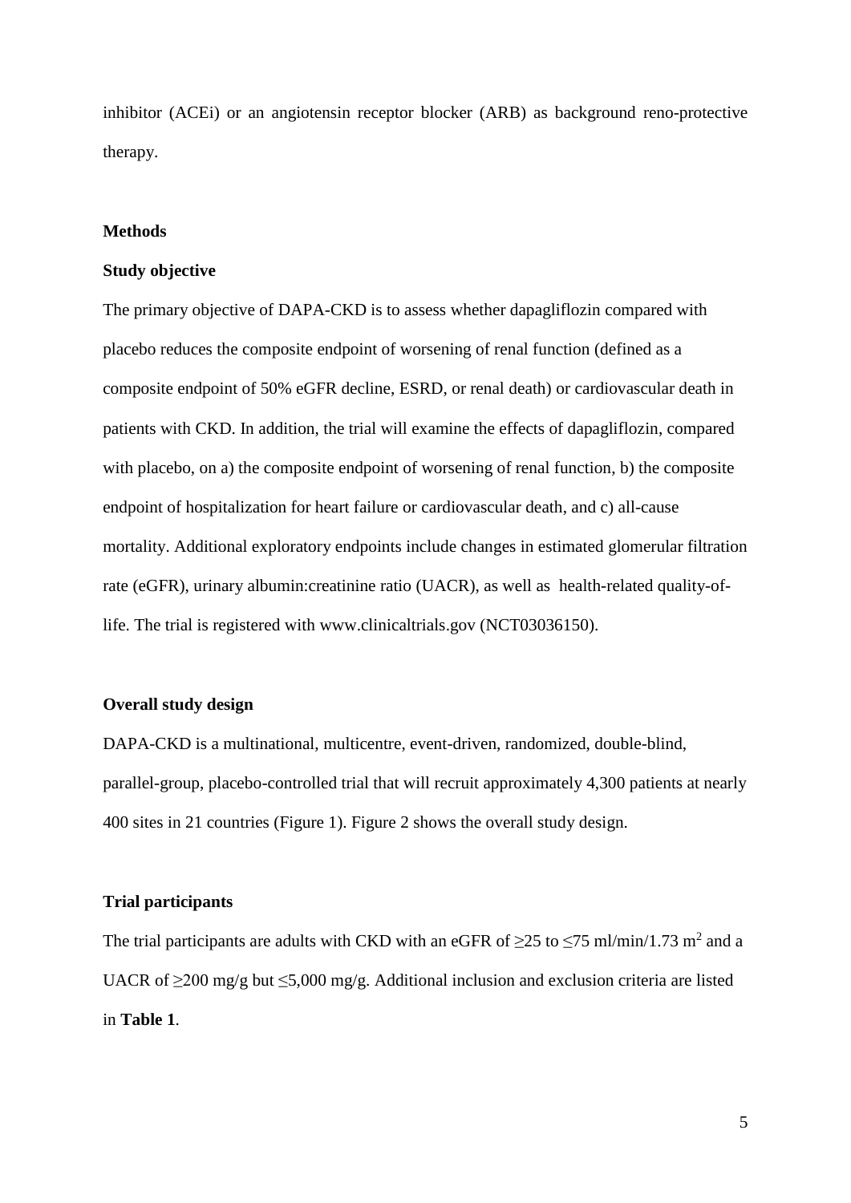inhibitor (ACEi) or an angiotensin receptor blocker (ARB) as background reno-protective therapy.

## Methods

### Study objective

The primary objective of DAPA-CKD is to assess whether dapagliflozin compared with placebo reduces the composite endpoint of worsening of renal function (defined as a composite endpoint of 50% eGFR decline, ESRD, or renal death) or cardiovascular death in patients with CKD. In addition, the trial will examine the effects of dapagliflozin, compared with placebo, on a) the composite endpoint of worsening of renal function, b) the composite endpoint of hospitalization for heart failure or cardiovascular death, and c) all-cause mortality. Additional exploratory endpoints include changes in estimated glomerular filtration rate (eGFR), urinary albumin:creatinine ratio (UACR), as well as health-related quality-of-life. The trial is registered with www.clinicaltrials.gov (NCT03036150).

### Overall study design

DAPA-CKD is a multinational, multicentre, event-driven, randomized, double-blind, parallel-group, placebo-controlled trial that will recruit approximately 4,300 patients at nearly 400 sites in 21 countries (Figure 1). Figure 2 shows the overall study design.

### Trial participants

The trial participants are adults with CKD with an eGFR of ≥25 to ≤75 ml/min/1.73 $m^2$ and a UACR of ≥200 mg/g but ≤5,000 mg/g. Additional inclusion and exclusion criteria are listed in **Table 1**.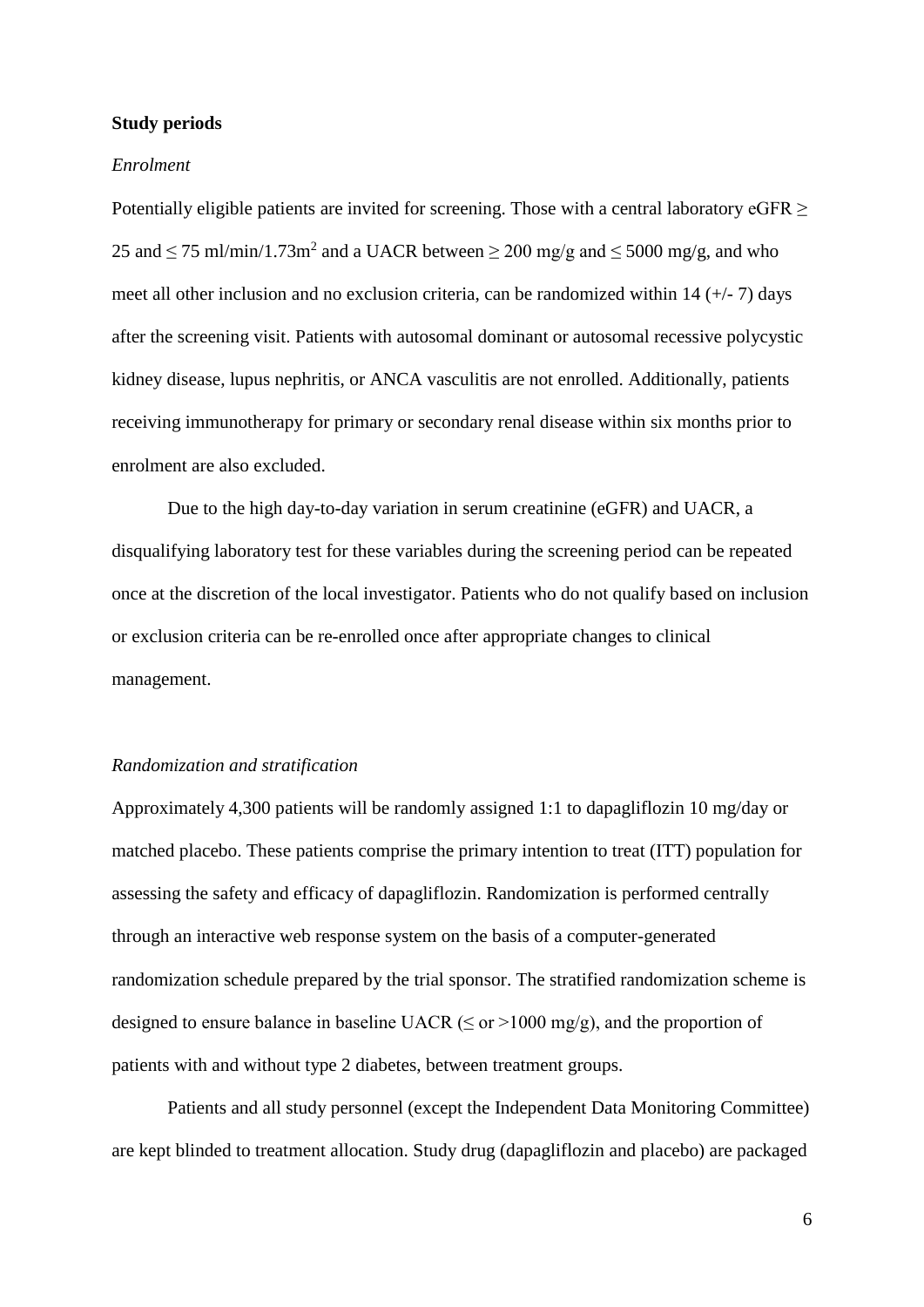**Study periods**

*Enrolment*

Potentially eligible patients are invited for screening. Those with a central laboratory eGFR $\geq$ 25 and $\leq$ 75 ml/min/1.73m$^2$ and a UACR between $\geq$ 200 mg/g and $\leq$ 5000 mg/g, and who meet all other inclusion and no exclusion criteria, can be randomized within 14 (+/- 7) days after the screening visit. Patients with autosomal dominant or autosomal recessive polycystic kidney disease, lupus nephritis, or ANCA vasculitis are not enrolled. Additionally, patients receiving immunotherapy for primary or secondary renal disease within six months prior to enrolment are also excluded.

Due to the high day-to-day variation in serum creatinine (eGFR) and UACR, a disqualifying laboratory test for these variables during the screening period can be repeated once at the discretion of the local investigator. Patients who do not qualify based on inclusion or exclusion criteria can be re-enrolled once after appropriate changes to clinical management.

*Randomization and stratification*

Approximately 4,300 patients will be randomly assigned 1:1 to dapagliflozin 10 mg/day or matched placebo. These patients comprise the primary intention to treat (ITT) population for assessing the safety and efficacy of dapagliflozin. Randomization is performed centrally through an interactive web response system on the basis of a computer-generated randomization schedule prepared by the trial sponsor. The stratified randomization scheme is designed to ensure balance in baseline UACR ($\leq$ or >1000 mg/g), and the proportion of patients with and without type 2 diabetes, between treatment groups.

Patients and all study personnel (except the Independent Data Monitoring Committee) are kept blinded to treatment allocation. Study drug (dapagliflozin and placebo) are packaged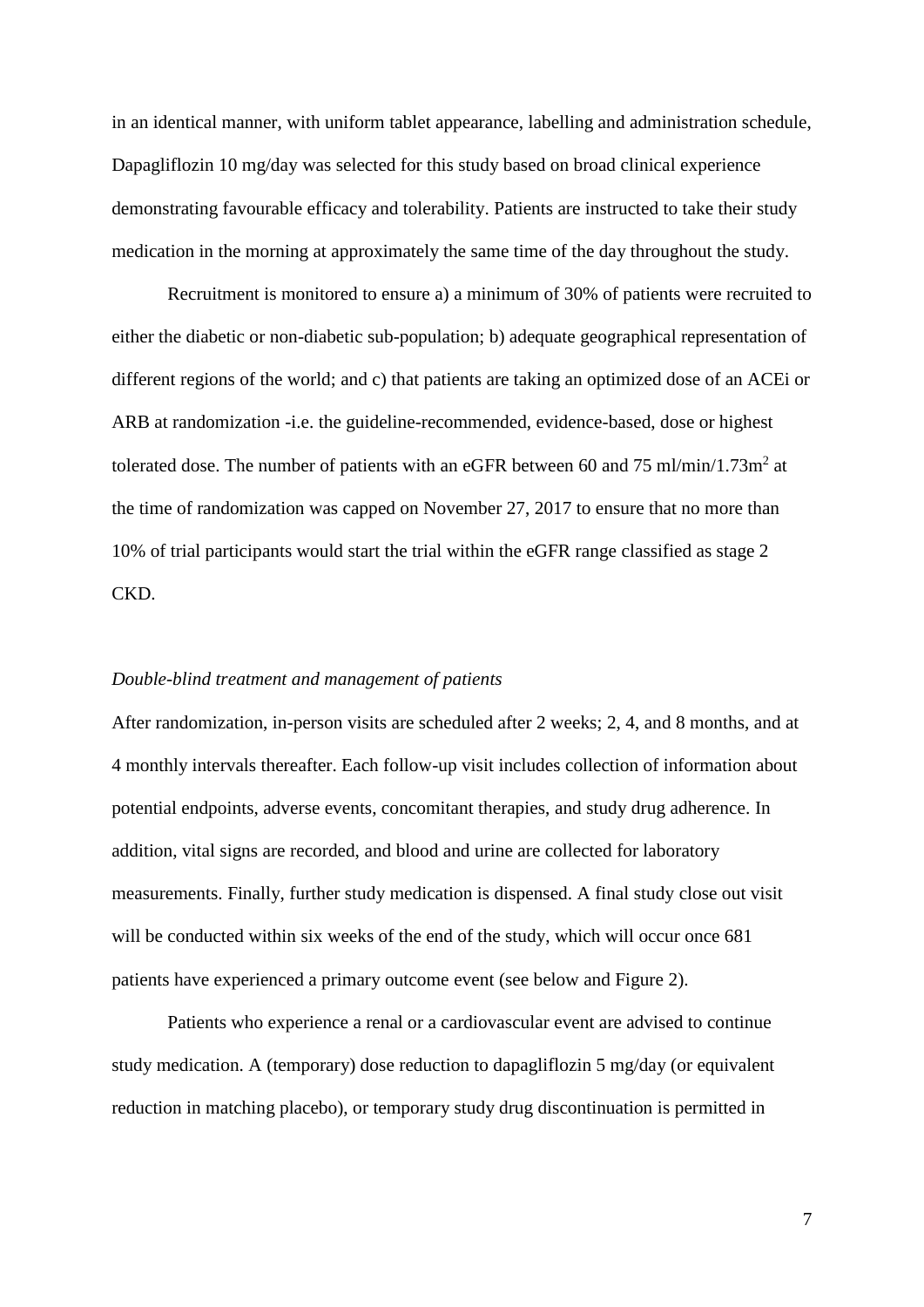in an identical manner, with uniform tablet appearance, labelling and administration schedule, Dapagliflozin 10 mg/day was selected for this study based on broad clinical experience demonstrating favourable efficacy and tolerability. Patients are instructed to take their study medication in the morning at approximately the same time of the day throughout the study.

Recruitment is monitored to ensure a) a minimum of 30% of patients were recruited to either the diabetic or non-diabetic sub-population; b) adequate geographical representation of different regions of the world; and c) that patients are taking an optimized dose of an ACEi or ARB at randomization -i.e. the guideline-recommended, evidence-based, dose or highest tolerated dose. The number of patients with an eGFR between 60 and 75 ml/min/1.73m$^2$ at the time of randomization was capped on November 27, 2017 to ensure that no more than 10% of trial participants would start the trial within the eGFR range classified as stage 2 CKD.

*Double-blind treatment and management of patients*

After randomization, in-person visits are scheduled after 2 weeks; 2, 4, and 8 months, and at 4 monthly intervals thereafter. Each follow-up visit includes collection of information about potential endpoints, adverse events, concomitant therapies, and study drug adherence. In addition, vital signs are recorded, and blood and urine are collected for laboratory measurements. Finally, further study medication is dispensed. A final study close out visit will be conducted within six weeks of the end of the study, which will occur once 681 patients have experienced a primary outcome event (see below and Figure 2).

Patients who experience a renal or a cardiovascular event are advised to continue study medication. A (temporary) dose reduction to dapagliflozin 5 mg/day (or equivalent reduction in matching placebo), or temporary study drug discontinuation is permitted in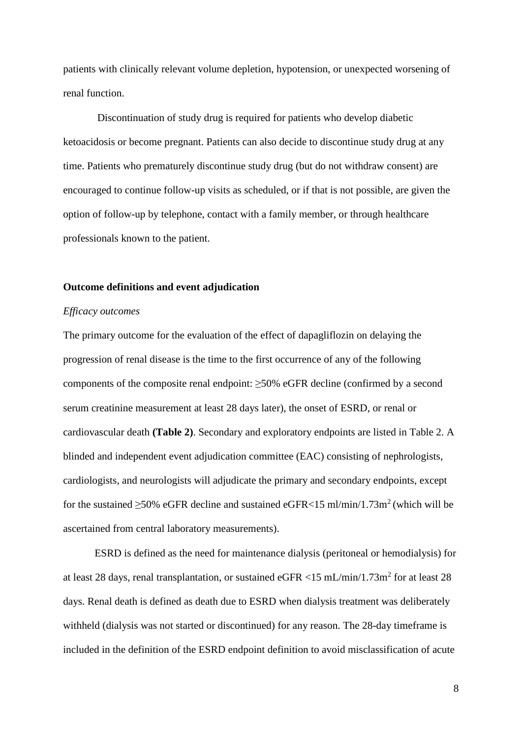patients with clinically relevant volume depletion, hypotension, or unexpected worsening of renal function.

Discontinuation of study drug is required for patients who develop diabetic ketoacidosis or become pregnant. Patients can also decide to discontinue study drug at any time. Patients who prematurely discontinue study drug (but do not withdraw consent) are encouraged to continue follow-up visits as scheduled, or if that is not possible, are given the option of follow-up by telephone, contact with a family member, or through healthcare professionals known to the patient.

## Outcome definitions and event adjudication

### *Efficacy outcomes*

The primary outcome for the evaluation of the effect of dapagliflozin on delaying the progression of renal disease is the time to the first occurrence of any of the following components of the composite renal endpoint: ≥50% eGFR decline (confirmed by a second serum creatinine measurement at least 28 days later), the onset of ESRD, or renal or cardiovascular death **(Table 2)**. Secondary and exploratory endpoints are listed in Table 2. A blinded and independent event adjudication committee (EAC) consisting of nephrologists, cardiologists, and neurologists will adjudicate the primary and secondary endpoints, except for the sustained ≥50% eGFR decline and sustained eGFR<15 ml/min/1.73m$^2$ (which will be ascertained from central laboratory measurements).

ESRD is defined as the need for maintenance dialysis (peritoneal or hemodialysis) for at least 28 days, renal transplantation, or sustained eGFR <15 mL/min/1.73m$^2$ for at least 28 days. Renal death is defined as death due to ESRD when dialysis treatment was deliberately withheld (dialysis was not started or discontinued) for any reason. The 28-day timeframe is included in the definition of the ESRD endpoint definition to avoid misclassification of acute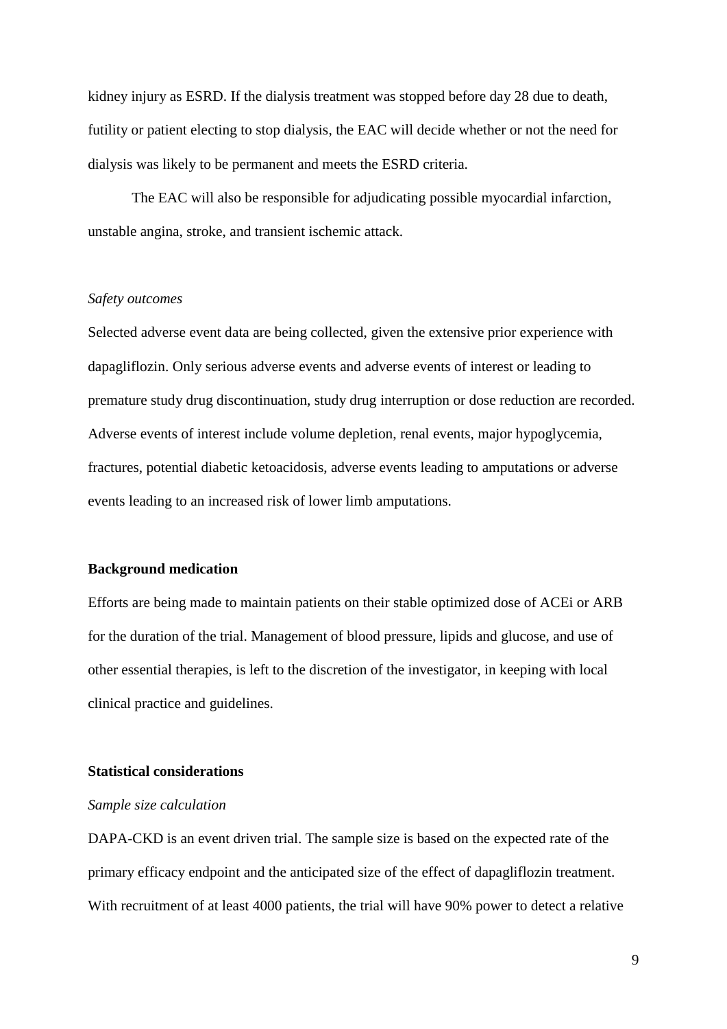kidney injury as ESRD. If the dialysis treatment was stopped before day 28 due to death, futility or patient electing to stop dialysis, the EAC will decide whether or not the need for dialysis was likely to be permanent and meets the ESRD criteria.

The EAC will also be responsible for adjudicating possible myocardial infarction, unstable angina, stroke, and transient ischemic attack.

*Safety outcomes*

Selected adverse event data are being collected, given the extensive prior experience with dapagliflozin. Only serious adverse events and adverse events of interest or leading to premature study drug discontinuation, study drug interruption or dose reduction are recorded. Adverse events of interest include volume depletion, renal events, major hypoglycemia, fractures, potential diabetic ketoacidosis, adverse events leading to amputations or adverse events leading to an increased risk of lower limb amputations.

**Background medication**

Efforts are being made to maintain patients on their stable optimized dose of ACEi or ARB for the duration of the trial. Management of blood pressure, lipids and glucose, and use of other essential therapies, is left to the discretion of the investigator, in keeping with local clinical practice and guidelines.

**Statistical considerations**

*Sample size calculation*

DAPA-CKD is an event driven trial. The sample size is based on the expected rate of the primary efficacy endpoint and the anticipated size of the effect of dapagliflozin treatment. With recruitment of at least 4000 patients, the trial will have 90% power to detect a relative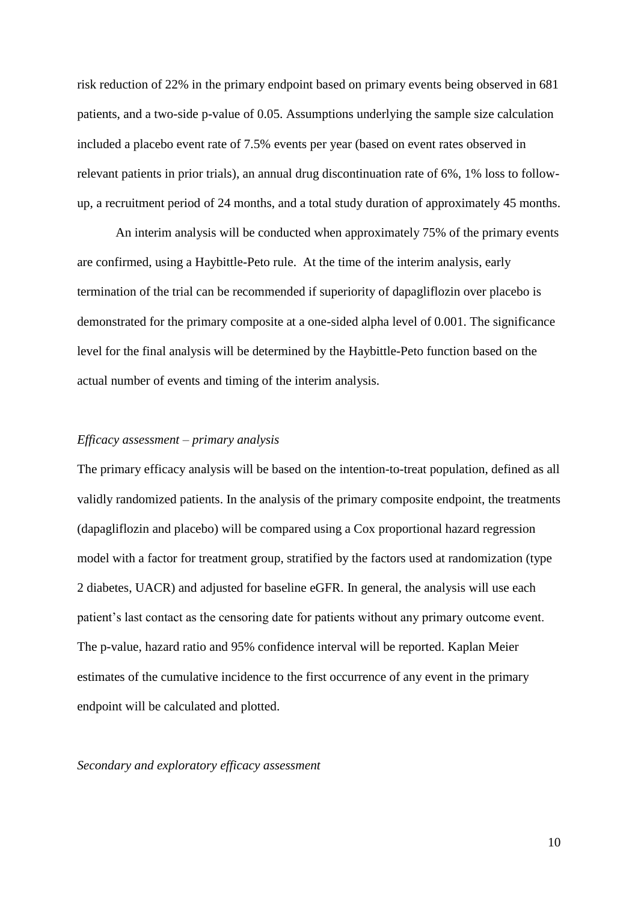risk reduction of 22% in the primary endpoint based on primary events being observed in 681 patients, and a two-side p-value of 0.05. Assumptions underlying the sample size calculation included a placebo event rate of 7.5% events per year (based on event rates observed in relevant patients in prior trials), an annual drug discontinuation rate of 6%, 1% loss to follow-up, a recruitment period of 24 months, and a total study duration of approximately 45 months.

An interim analysis will be conducted when approximately 75% of the primary events are confirmed, using a Haybittle-Peto rule. At the time of the interim analysis, early termination of the trial can be recommended if superiority of dapagliflozin over placebo is demonstrated for the primary composite at a one-sided alpha level of 0.001. The significance level for the final analysis will be determined by the Haybittle-Peto function based on the actual number of events and timing of the interim analysis.

*Efficacy assessment – primary analysis*

The primary efficacy analysis will be based on the intention-to-treat population, defined as all validly randomized patients. In the analysis of the primary composite endpoint, the treatments (dapagliflozin and placebo) will be compared using a Cox proportional hazard regression model with a factor for treatment group, stratified by the factors used at randomization (type 2 diabetes, UACR) and adjusted for baseline eGFR. In general, the analysis will use each patient's last contact as the censoring date for patients without any primary outcome event. The p-value, hazard ratio and 95% confidence interval will be reported. Kaplan Meier estimates of the cumulative incidence to the first occurrence of any event in the primary endpoint will be calculated and plotted.

*Secondary and exploratory efficacy assessment*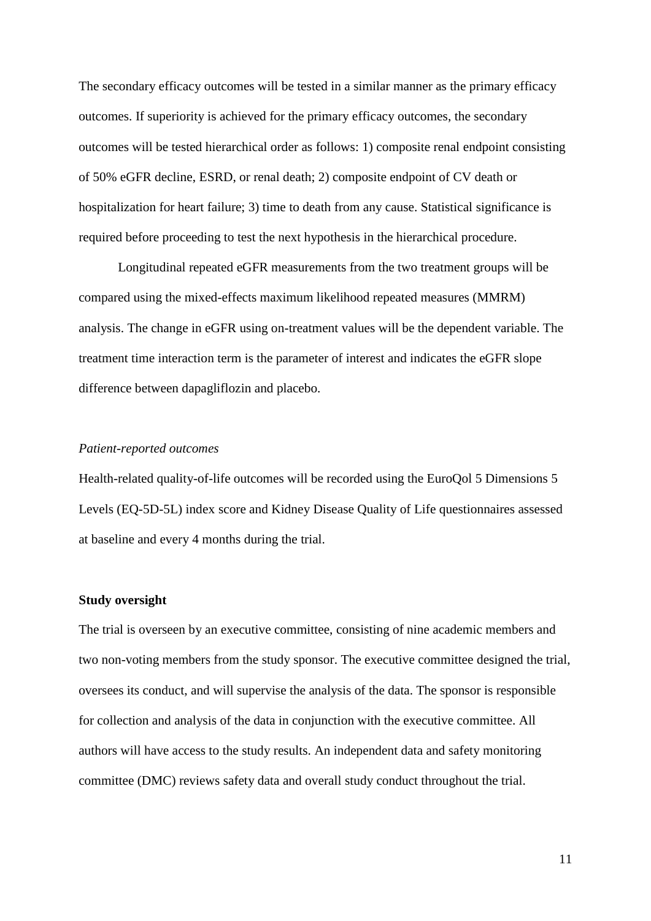The secondary efficacy outcomes will be tested in a similar manner as the primary efficacy outcomes. If superiority is achieved for the primary efficacy outcomes, the secondary outcomes will be tested hierarchical order as follows: 1) composite renal endpoint consisting of 50% eGFR decline, ESRD, or renal death; 2) composite endpoint of CV death or hospitalization for heart failure; 3) time to death from any cause. Statistical significance is required before proceeding to test the next hypothesis in the hierarchical procedure.

Longitudinal repeated eGFR measurements from the two treatment groups will be compared using the mixed-effects maximum likelihood repeated measures (MMRM) analysis. The change in eGFR using on-treatment values will be the dependent variable. The treatment time interaction term is the parameter of interest and indicates the eGFR slope difference between dapagliflozin and placebo.

*Patient-reported outcomes*

Health-related quality-of-life outcomes will be recorded using the EuroQol 5 Dimensions 5 Levels (EQ-5D-5L) index score and Kidney Disease Quality of Life questionnaires assessed at baseline and every 4 months during the trial.

**Study oversight**

The trial is overseen by an executive committee, consisting of nine academic members and two non-voting members from the study sponsor. The executive committee designed the trial, oversees its conduct, and will supervise the analysis of the data. The sponsor is responsible for collection and analysis of the data in conjunction with the executive committee. All authors will have access to the study results. An independent data and safety monitoring committee (DMC) reviews safety data and overall study conduct throughout the trial.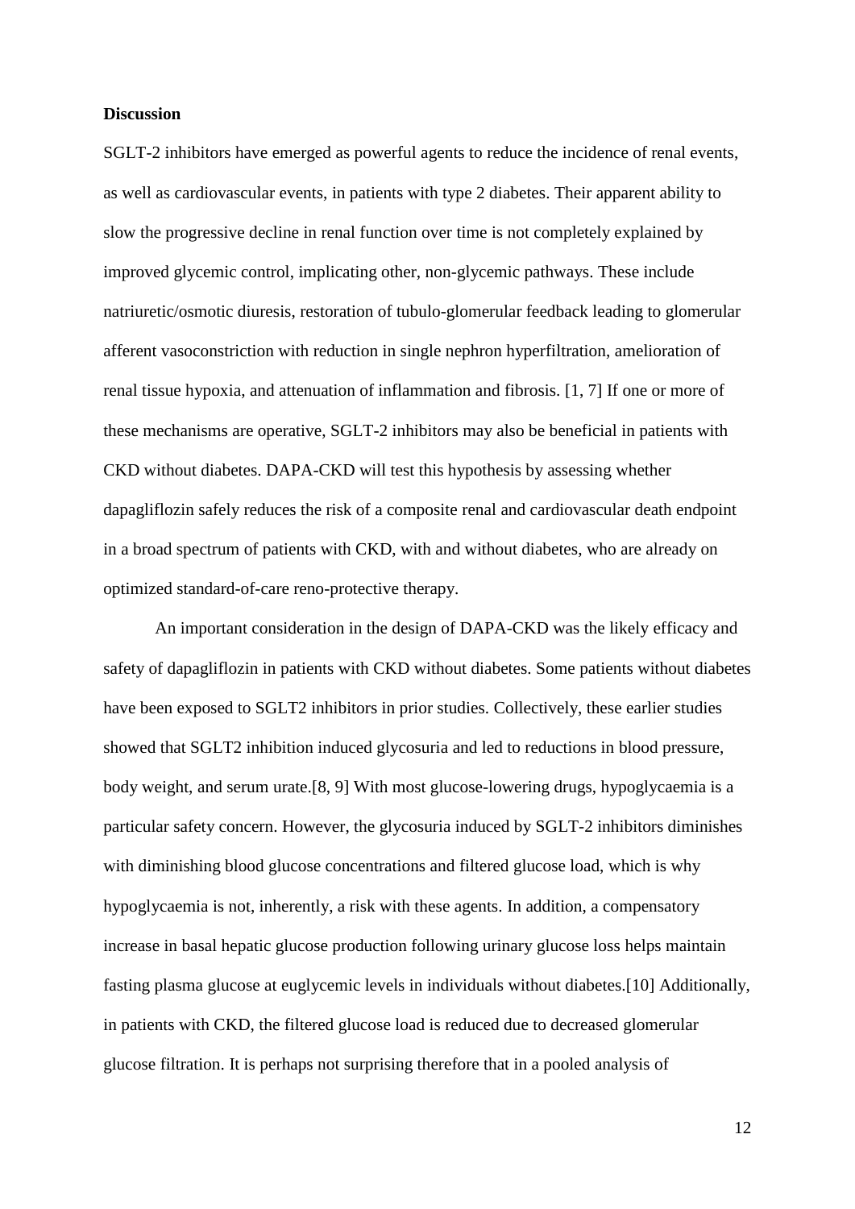**Discussion**

SGLT-2 inhibitors have emerged as powerful agents to reduce the incidence of renal events, as well as cardiovascular events, in patients with type 2 diabetes. Their apparent ability to slow the progressive decline in renal function over time is not completely explained by improved glycemic control, implicating other, non-glycemic pathways. These include natriuretic/osmotic diuresis, restoration of tubulo-glomerular feedback leading to glomerular afferent vasoconstriction with reduction in single nephron hyperfiltration, amelioration of renal tissue hypoxia, and attenuation of inflammation and fibrosis. [1, 7] If one or more of these mechanisms are operative, SGLT-2 inhibitors may also be beneficial in patients with CKD without diabetes. DAPA-CKD will test this hypothesis by assessing whether dapagliflozin safely reduces the risk of a composite renal and cardiovascular death endpoint in a broad spectrum of patients with CKD, with and without diabetes, who are already on optimized standard-of-care reno-protective therapy.

An important consideration in the design of DAPA-CKD was the likely efficacy and safety of dapagliflozin in patients with CKD without diabetes. Some patients without diabetes have been exposed to SGLT2 inhibitors in prior studies. Collectively, these earlier studies showed that SGLT2 inhibition induced glycosuria and led to reductions in blood pressure, body weight, and serum urate.[8, 9] With most glucose-lowering drugs, hypoglycaemia is a particular safety concern. However, the glycosuria induced by SGLT-2 inhibitors diminishes with diminishing blood glucose concentrations and filtered glucose load, which is why hypoglycaemia is not, inherently, a risk with these agents. In addition, a compensatory increase in basal hepatic glucose production following urinary glucose loss helps maintain fasting plasma glucose at euglycemic levels in individuals without diabetes.[10] Additionally, in patients with CKD, the filtered glucose load is reduced due to decreased glomerular glucose filtration. It is perhaps not surprising therefore that in a pooled analysis of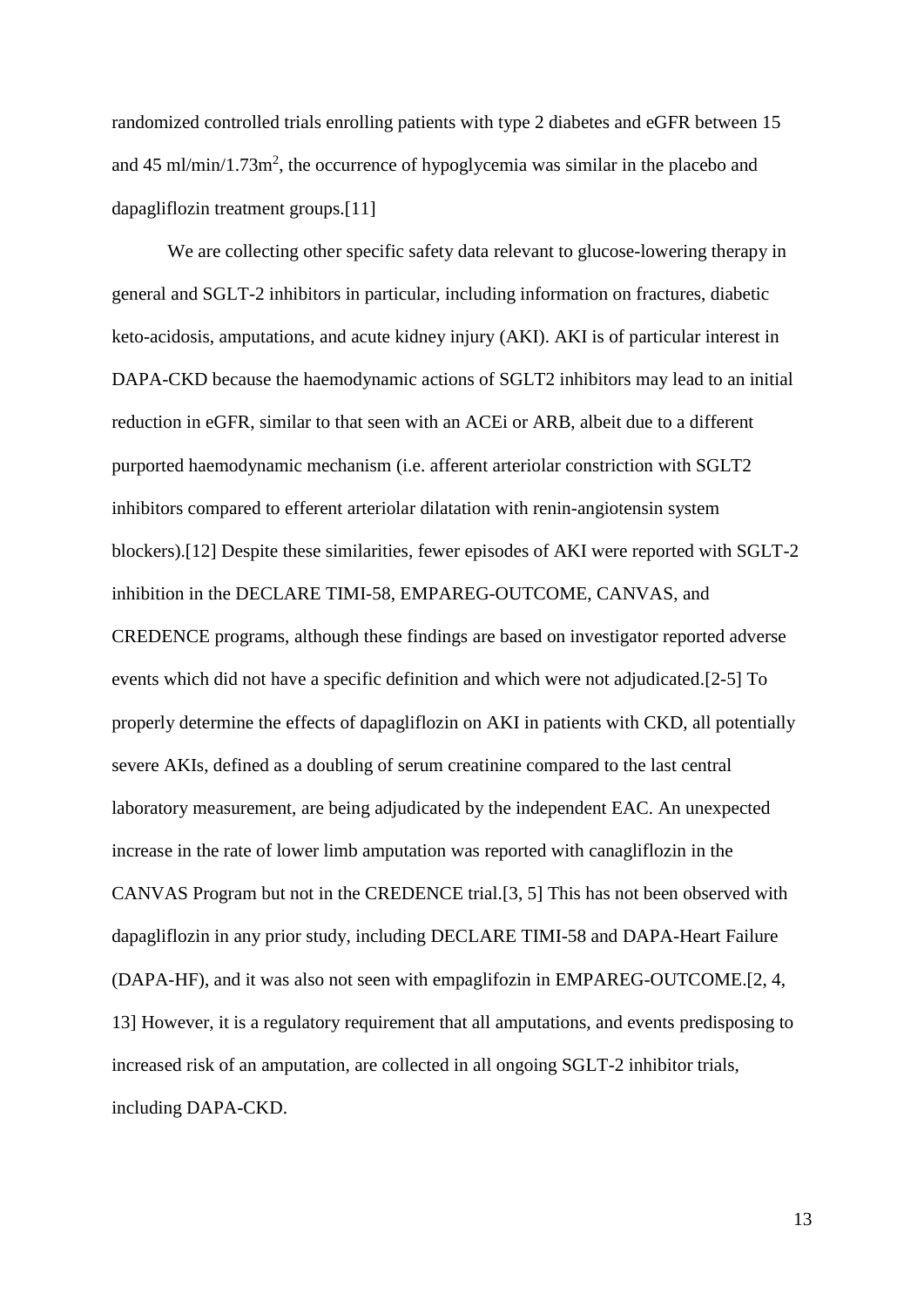randomized controlled trials enrolling patients with type 2 diabetes and eGFR between 15 and 45 ml/min/1.73m$^2$, the occurrence of hypoglycemia was similar in the placebo and dapagliflozin treatment groups.[11]

We are collecting other specific safety data relevant to glucose-lowering therapy in general and SGLT-2 inhibitors in particular, including information on fractures, diabetic keto-acidosis, amputations, and acute kidney injury (AKI). AKI is of particular interest in DAPA-CKD because the haemodynamic actions of SGLT2 inhibitors may lead to an initial reduction in eGFR, similar to that seen with an ACEi or ARB, albeit due to a different purported haemodynamic mechanism (i.e. afferent arteriolar constriction with SGLT2 inhibitors compared to efferent arteriolar dilatation with renin-angiotensin system blockers).[12] Despite these similarities, fewer episodes of AKI were reported with SGLT-2 inhibition in the DECLARE TIMI-58, EMPAREG-OUTCOME, CANVAS, and CREDENCE programs, although these findings are based on investigator reported adverse events which did not have a specific definition and which were not adjudicated.[2-5] To properly determine the effects of dapagliflozin on AKI in patients with CKD, all potentially severe AKIs, defined as a doubling of serum creatinine compared to the last central laboratory measurement, are being adjudicated by the independent EAC. An unexpected increase in the rate of lower limb amputation was reported with canagliflozin in the CANVAS Program but not in the CREDENCE trial.[3, 5] This has not been observed with dapagliflozin in any prior study, including DECLARE TIMI-58 and DAPA-Heart Failure (DAPA-HF), and it was also not seen with empaglifozin in EMPAREG-OUTCOME.[2, 4, 13] However, it is a regulatory requirement that all amputations, and events predisposing to increased risk of an amputation, are collected in all ongoing SGLT-2 inhibitor trials, including DAPA-CKD.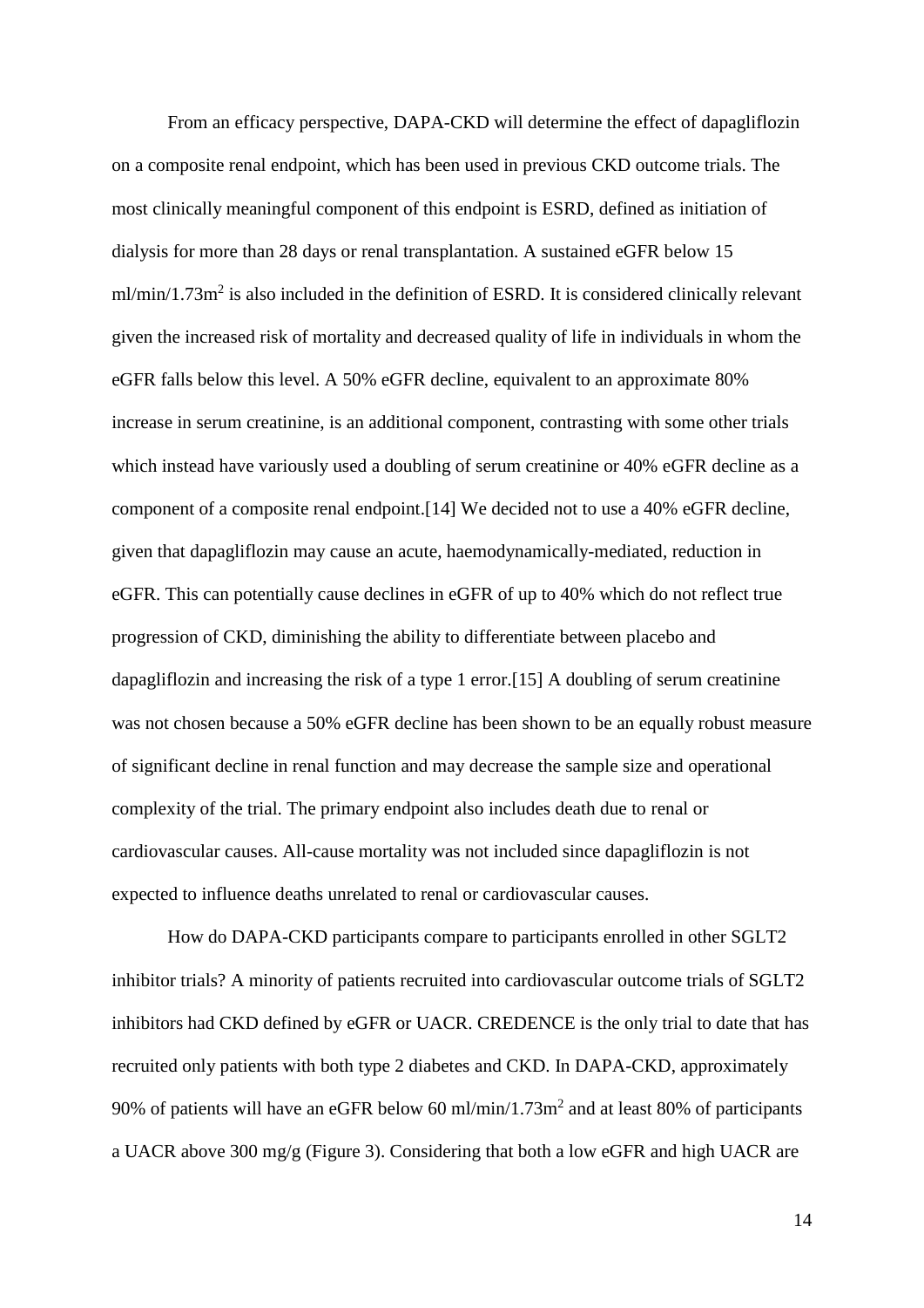From an efficacy perspective, DAPA-CKD will determine the effect of dapagliflozin on a composite renal endpoint, which has been used in previous CKD outcome trials. The most clinically meaningful component of this endpoint is ESRD, defined as initiation of dialysis for more than 28 days or renal transplantation. A sustained eGFR below 15 ml/min/1.73m$^2$ is also included in the definition of ESRD. It is considered clinically relevant given the increased risk of mortality and decreased quality of life in individuals in whom the eGFR falls below this level. A 50% eGFR decline, equivalent to an approximate 80% increase in serum creatinine, is an additional component, contrasting with some other trials which instead have variously used a doubling of serum creatinine or 40% eGFR decline as a component of a composite renal endpoint.[14] We decided not to use a 40% eGFR decline, given that dapagliflozin may cause an acute, haemodynamically-mediated, reduction in eGFR. This can potentially cause declines in eGFR of up to 40% which do not reflect true progression of CKD, diminishing the ability to differentiate between placebo and dapagliflozin and increasing the risk of a type 1 error.[15] A doubling of serum creatinine was not chosen because a 50% eGFR decline has been shown to be an equally robust measure of significant decline in renal function and may decrease the sample size and operational complexity of the trial. The primary endpoint also includes death due to renal or cardiovascular causes. All-cause mortality was not included since dapagliflozin is not expected to influence deaths unrelated to renal or cardiovascular causes.

How do DAPA-CKD participants compare to participants enrolled in other SGLT2 inhibitor trials? A minority of patients recruited into cardiovascular outcome trials of SGLT2 inhibitors had CKD defined by eGFR or UACR. CREDENCE is the only trial to date that has recruited only patients with both type 2 diabetes and CKD. In DAPA-CKD, approximately 90% of patients will have an eGFR below 60 ml/min/1.73m$^2$ and at least 80% of participants a UACR above 300 mg/g (Figure 3). Considering that both a low eGFR and high UACR are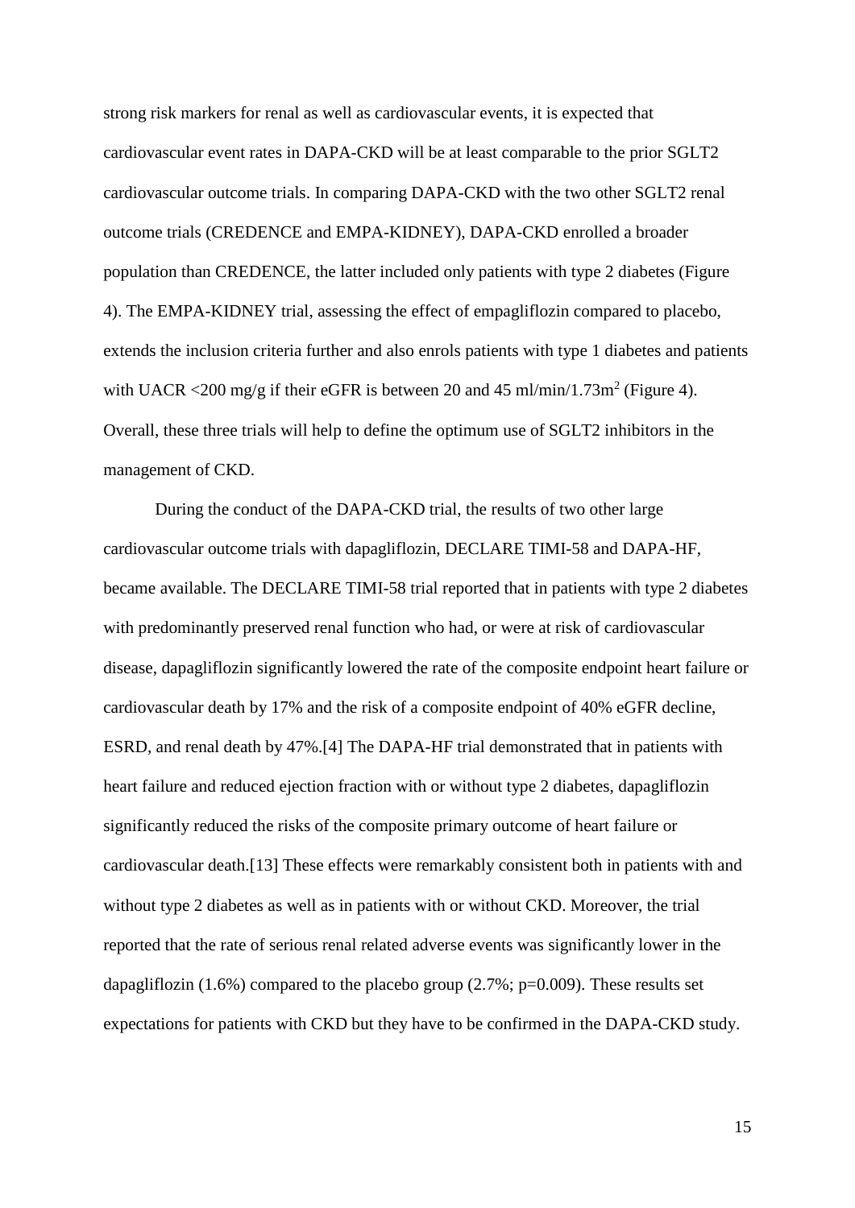strong risk markers for renal as well as cardiovascular events, it is expected that cardiovascular event rates in DAPA-CKD will be at least comparable to the prior SGLT2 cardiovascular outcome trials. In comparing DAPA-CKD with the two other SGLT2 renal outcome trials (CREDENCE and EMPA-KIDNEY), DAPA-CKD enrolled a broader population than CREDENCE, the latter included only patients with type 2 diabetes (Figure 4). The EMPA-KIDNEY trial, assessing the effect of empagliflozin compared to placebo, extends the inclusion criteria further and also enrols patients with type 1 diabetes and patients with UACR <200 mg/g if their eGFR is between 20 and 45 ml/min/1.73m$^2$ (Figure 4). Overall, these three trials will help to define the optimum use of SGLT2 inhibitors in the management of CKD.

During the conduct of the DAPA-CKD trial, the results of two other large cardiovascular outcome trials with dapagliflozin, DECLARE TIMI-58 and DAPA-HF, became available. The DECLARE TIMI-58 trial reported that in patients with type 2 diabetes with predominantly preserved renal function who had, or were at risk of cardiovascular disease, dapagliflozin significantly lowered the rate of the composite endpoint heart failure or cardiovascular death by 17% and the risk of a composite endpoint of 40% eGFR decline, ESRD, and renal death by 47%.[4] The DAPA-HF trial demonstrated that in patients with heart failure and reduced ejection fraction with or without type 2 diabetes, dapagliflozin significantly reduced the risks of the composite primary outcome of heart failure or cardiovascular death.[13] These effects were remarkably consistent both in patients with and without type 2 diabetes as well as in patients with or without CKD. Moreover, the trial reported that the rate of serious renal related adverse events was significantly lower in the dapagliflozin (1.6%) compared to the placebo group (2.7%; p=0.009). These results set expectations for patients with CKD but they have to be confirmed in the DAPA-CKD study.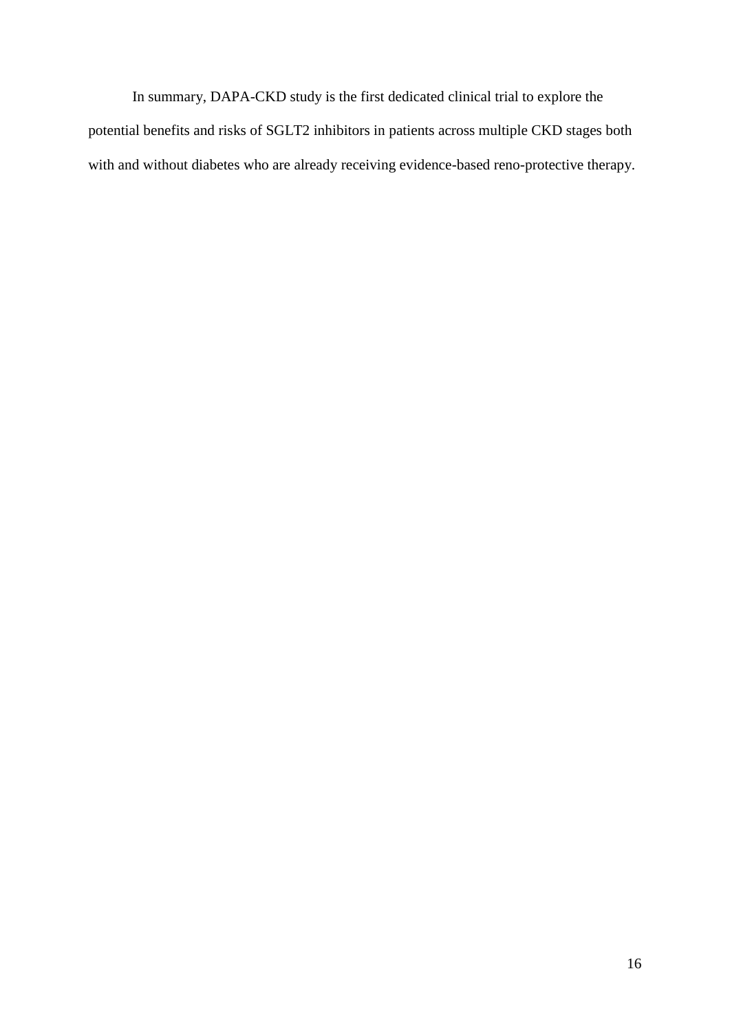In summary, DAPA-CKD study is the first dedicated clinical trial to explore the potential benefits and risks of SGLT2 inhibitors in patients across multiple CKD stages both with and without diabetes who are already receiving evidence-based reno-protective therapy.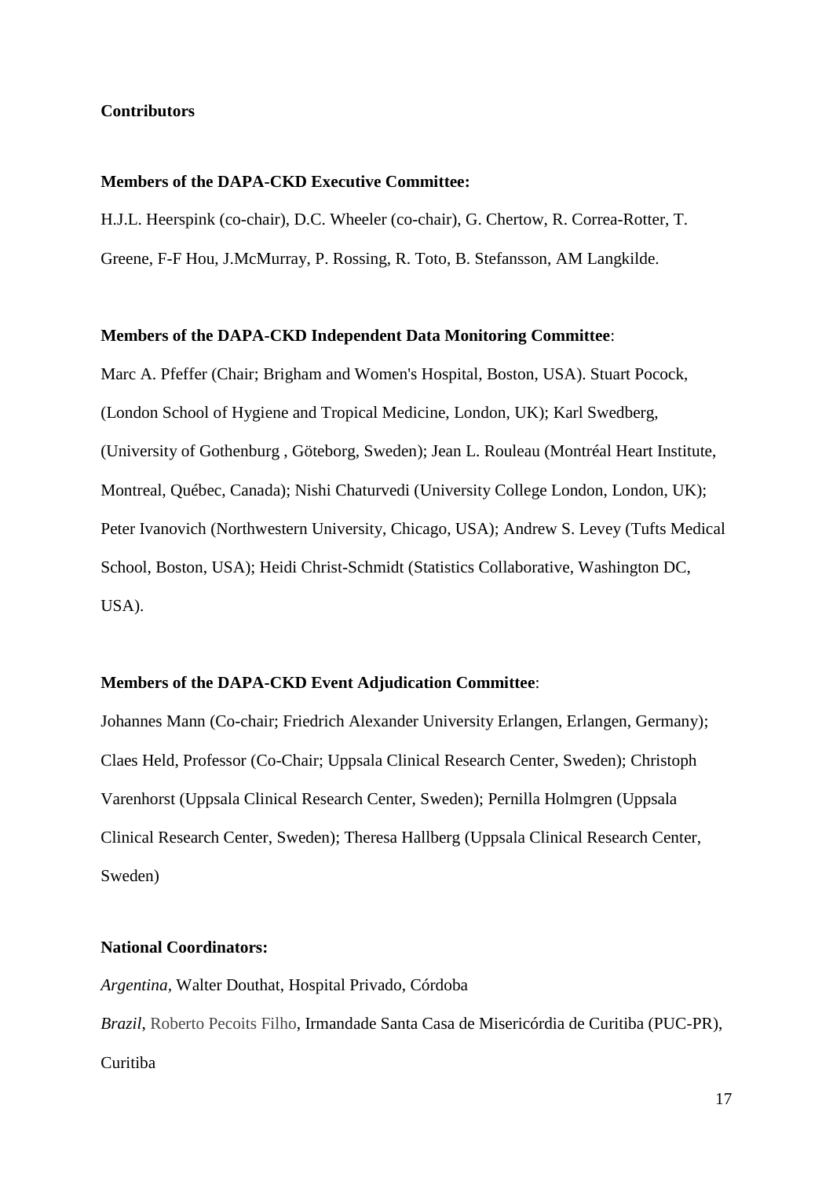**Contributors**

**Members of the DAPA-CKD Executive Committee:**

H.J.L. Heerspink (co-chair), D.C. Wheeler (co-chair), G. Chertow, R. Correa-Rotter, T. Greene, F-F Hou, J.McMurray, P. Rossing, R. Toto, B. Stefansson, AM Langkilde.

**Members of the DAPA-CKD Independent Data Monitoring Committee**:

Marc A. Pfeffer (Chair; Brigham and Women's Hospital, Boston, USA). Stuart Pocock, (London School of Hygiene and Tropical Medicine, London, UK); Karl Swedberg, (University of Gothenburg , Göteborg, Sweden); Jean L. Rouleau (Montréal Heart Institute, Montreal, Québec, Canada); Nishi Chaturvedi (University College London, London, UK); Peter Ivanovich (Northwestern University, Chicago, USA); Andrew S. Levey (Tufts Medical School, Boston, USA); Heidi Christ-Schmidt (Statistics Collaborative, Washington DC, USA).

**Members of the DAPA-CKD Event Adjudication Committee**:

Johannes Mann (Co-chair; Friedrich Alexander University Erlangen, Erlangen, Germany); Claes Held, Professor (Co-Chair; Uppsala Clinical Research Center, Sweden); Christoph Varenhorst (Uppsala Clinical Research Center, Sweden); Pernilla Holmgren (Uppsala Clinical Research Center, Sweden); Theresa Hallberg (Uppsala Clinical Research Center, Sweden)

**National Coordinators:**

*Argentina*, Walter Douthat, Hospital Privado, Córdoba

*Brazil*, Roberto Pecoits Filho, Irmandade Santa Casa de Misericórdia de Curitiba (PUC-PR), Curitiba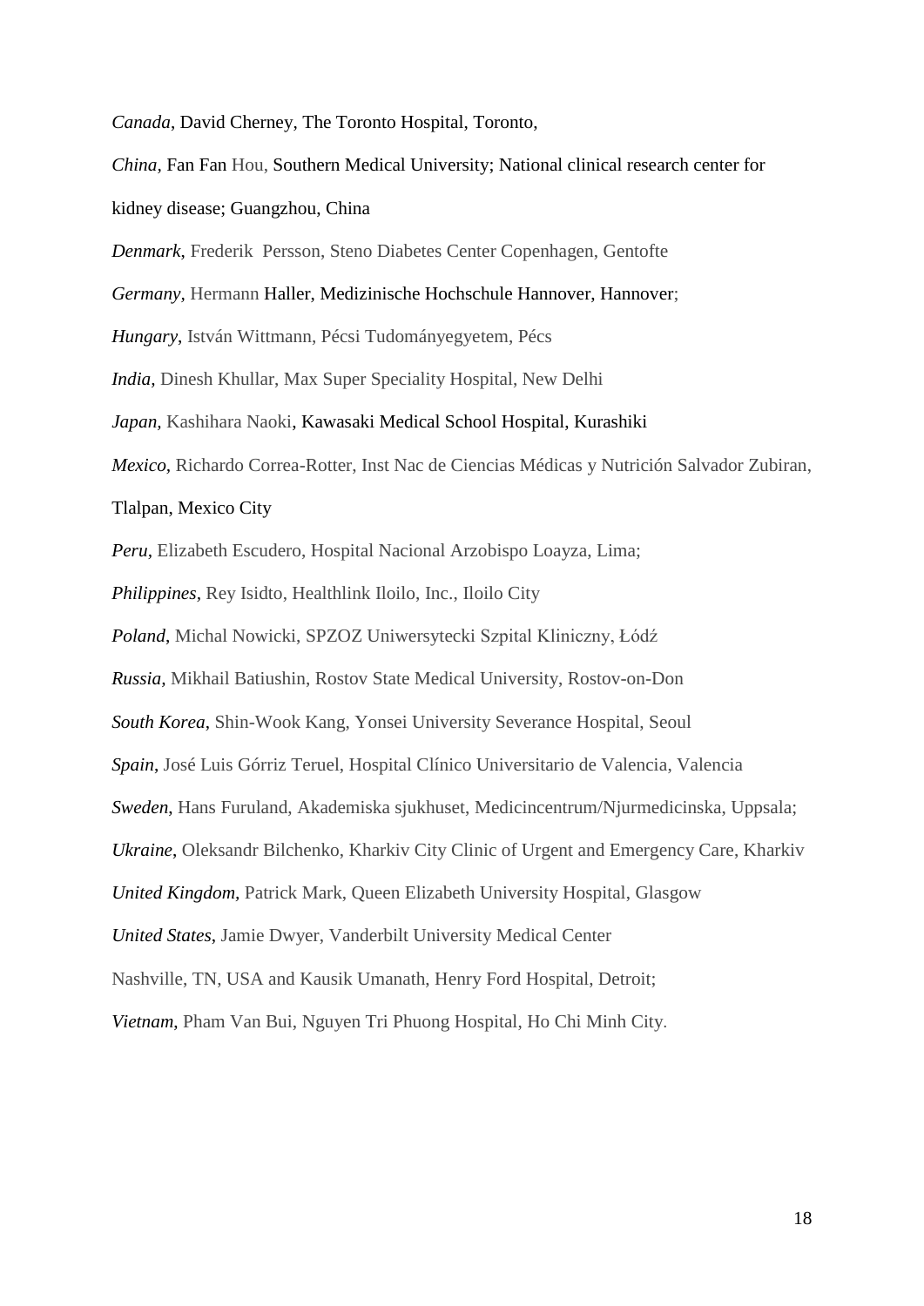*Canada*, David Cherney, The Toronto Hospital, Toronto,

*China*, Fan Fan Hou, Southern Medical University; National clinical research center for kidney disease; Guangzhou, China

*Denmark*, Frederik  Persson, Steno Diabetes Center Copenhagen, Gentofte

*Germany*, Hermann Haller, Medizinische Hochschule Hannover, Hannover;

*Hungary*, István Wittmann, Pécsi Tudományegyetem, Pécs

*India*, Dinesh Khullar, Max Super Speciality Hospital, New Delhi

*Japan*, Kashihara Naoki, Kawasaki Medical School Hospital, Kurashiki

*Mexico*, Richardo Correa-Rotter, Inst Nac de Ciencias Médicas y Nutrición Salvador Zubiran, Tlalpan, Mexico City

*Peru*, Elizabeth Escudero, Hospital Nacional Arzobispo Loayza, Lima;

*Philippines*, Rey Isidto, Healthlink Iloilo, Inc., Iloilo City

*Poland*, Michal Nowicki, SPZOZ Uniwersytecki Szpital Kliniczny, Łódź

*Russia*, Mikhail Batiushin, Rostov State Medical University, Rostov-on-Don

*South Korea*, Shin-Wook Kang, Yonsei University Severance Hospital, Seoul

*Spain*, José Luis Górriz Teruel, Hospital Clínico Universitario de Valencia, Valencia

*Sweden*, Hans Furuland, Akademiska sjukhuset, Medicincentrum/Njurmedicinska, Uppsala;

*Ukraine*, Oleksandr Bilchenko, Kharkiv City Clinic of Urgent and Emergency Care, Kharkiv

*United Kingdom*, Patrick Mark, Queen Elizabeth University Hospital, Glasgow

*United States*, Jamie Dwyer, Vanderbilt University Medical Center

Nashville, TN, USA and Kausik Umanath, Henry Ford Hospital, Detroit;

*Vietnam*, Pham Van Bui, Nguyen Tri Phuong Hospital, Ho Chi Minh City.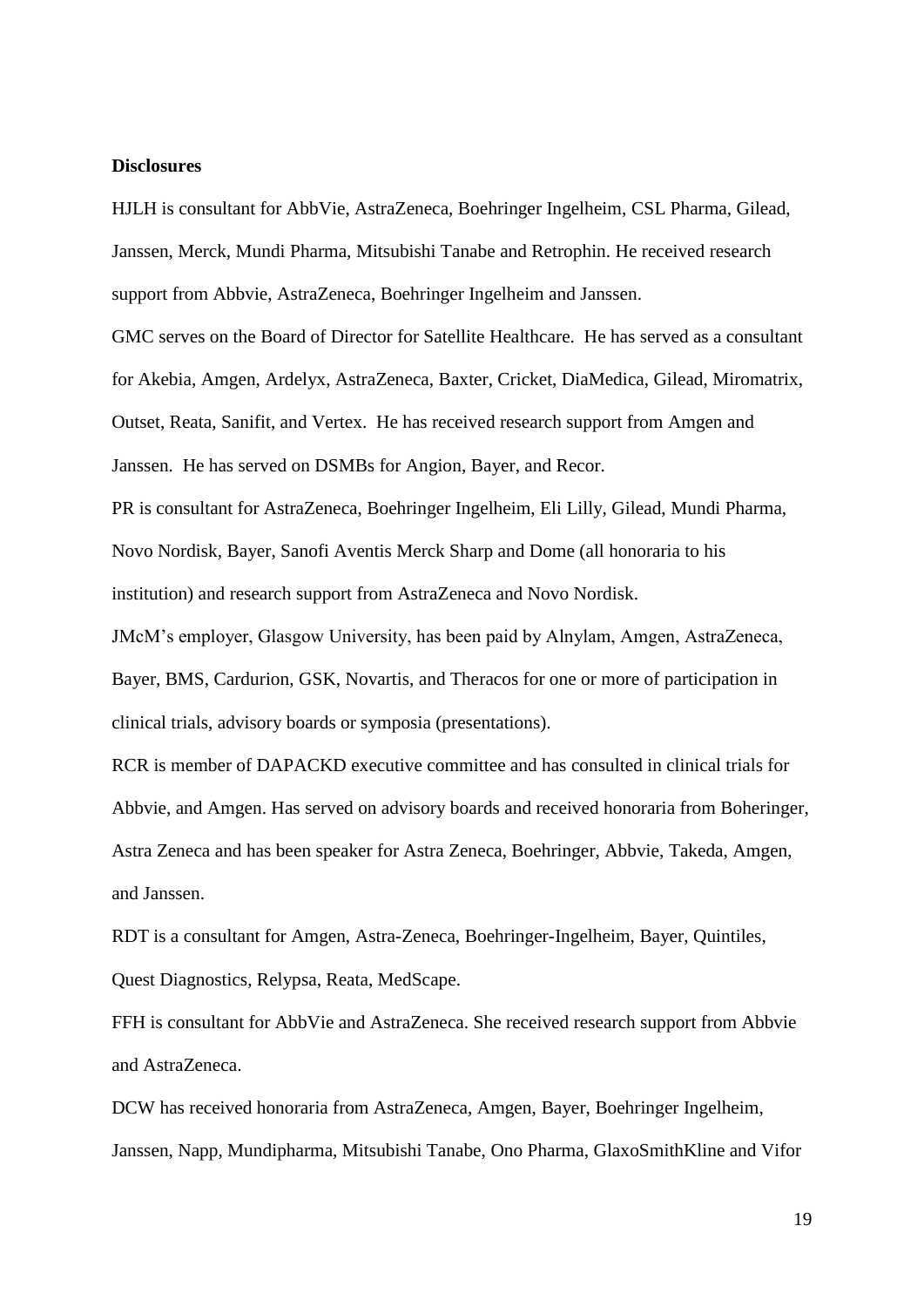**Disclosures**

HJLH is consultant for AbbVie, AstraZeneca, Boehringer Ingelheim, CSL Pharma, Gilead, Janssen, Merck, Mundi Pharma, Mitsubishi Tanabe and Retrophin. He received research support from Abbvie, AstraZeneca, Boehringer Ingelheim and Janssen.

GMC serves on the Board of Director for Satellite Healthcare. He has served as a consultant for Akebia, Amgen, Ardelyx, AstraZeneca, Baxter, Cricket, DiaMedica, Gilead, Miromatrix, Outset, Reata, Sanifit, and Vertex. He has received research support from Amgen and Janssen. He has served on DSMBs for Angion, Bayer, and Recor.

PR is consultant for AstraZeneca, Boehringer Ingelheim, Eli Lilly, Gilead, Mundi Pharma, Novo Nordisk, Bayer, Sanofi Aventis Merck Sharp and Dome (all honoraria to his institution) and research support from AstraZeneca and Novo Nordisk.

JMcM's employer, Glasgow University, has been paid by Alnylam, Amgen, AstraZeneca, Bayer, BMS, Cardurion, GSK, Novartis, and Theracos for one or more of participation in clinical trials, advisory boards or symposia (presentations).

RCR is member of DAPACKD executive committee and has consulted in clinical trials for Abbvie, and Amgen. Has served on advisory boards and received honoraria from Boheringer, Astra Zeneca and has been speaker for Astra Zeneca, Boehringer, Abbvie, Takeda, Amgen, and Janssen.

RDT is a consultant for Amgen, Astra-Zeneca, Boehringer-Ingelheim, Bayer, Quintiles, Quest Diagnostics, Relypsa, Reata, MedScape.

FFH is consultant for AbbVie and AstraZeneca. She received research support from Abbvie and AstraZeneca.

DCW has received honoraria from AstraZeneca, Amgen, Bayer, Boehringer Ingelheim, Janssen, Napp, Mundipharma, Mitsubishi Tanabe, Ono Pharma, GlaxoSmithKline and Vifor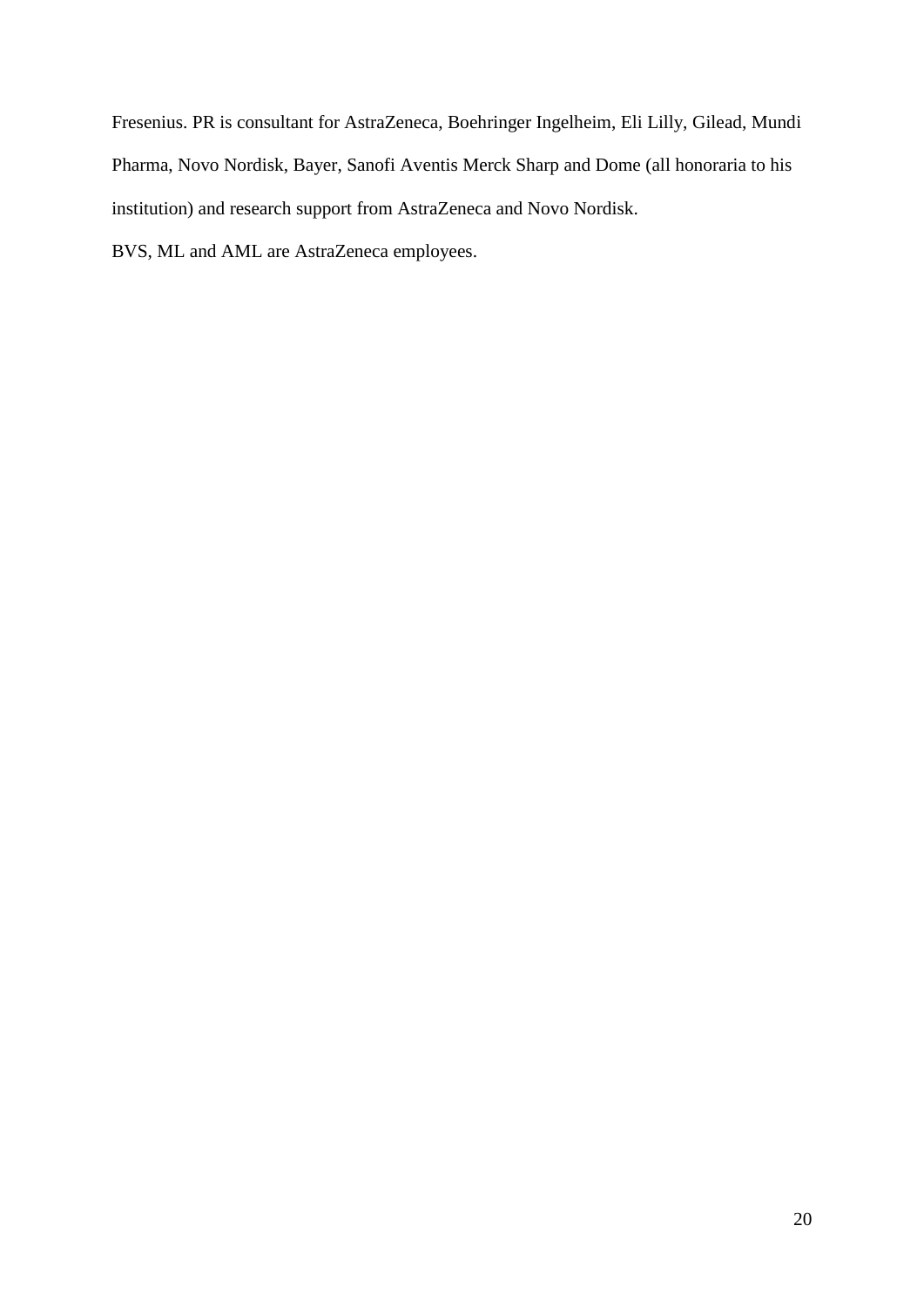Fresenius. PR is consultant for AstraZeneca, Boehringer Ingelheim, Eli Lilly, Gilead, Mundi Pharma, Novo Nordisk, Bayer, Sanofi Aventis Merck Sharp and Dome (all honoraria to his institution) and research support from AstraZeneca and Novo Nordisk.

BVS, ML and AML are AstraZeneca employees.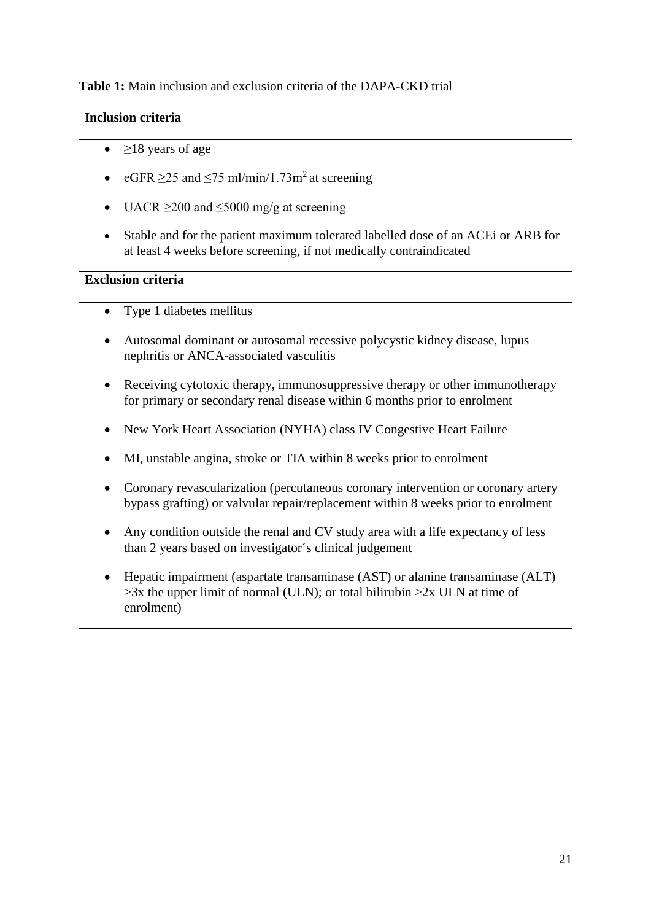**Table 1:** Main inclusion and exclusion criteria of the DAPA-CKD trial

| **Inclusion criteria** |
| --- |
| • ≥18 years of age<br>• eGFR ≥25 and ≤75 ml/min/1.73m$^2$ at screening<br>• UACR ≥200 and ≤5000 mg/g at screening<br>• Stable and for the patient maximum tolerated labelled dose of an ACEi or ARB for at least 4 weeks before screening, if not medically contraindicated |
| **Exclusion criteria** |
| • Type 1 diabetes mellitus<br>• Autosomal dominant or autosomal recessive polycystic kidney disease, lupus nephritis or ANCA-associated vasculitis<br>• Receiving cytotoxic therapy, immunosuppressive therapy or other immunotherapy for primary or secondary renal disease within 6 months prior to enrolment<br>• New York Heart Association (NYHA) class IV Congestive Heart Failure<br>• MI, unstable angina, stroke or TIA within 8 weeks prior to enrolment<br>• Coronary revascularization (percutaneous coronary intervention or coronary artery bypass grafting) or valvular repair/replacement within 8 weeks prior to enrolment<br>• Any condition outside the renal and CV study area with a life expectancy of less than 2 years based on investigator´s clinical judgement<br>• Hepatic impairment (aspartate transaminase (AST) or alanine transaminase (ALT) >3x the upper limit of normal (ULN); or total bilirubin >2x ULN at time of enrolment) |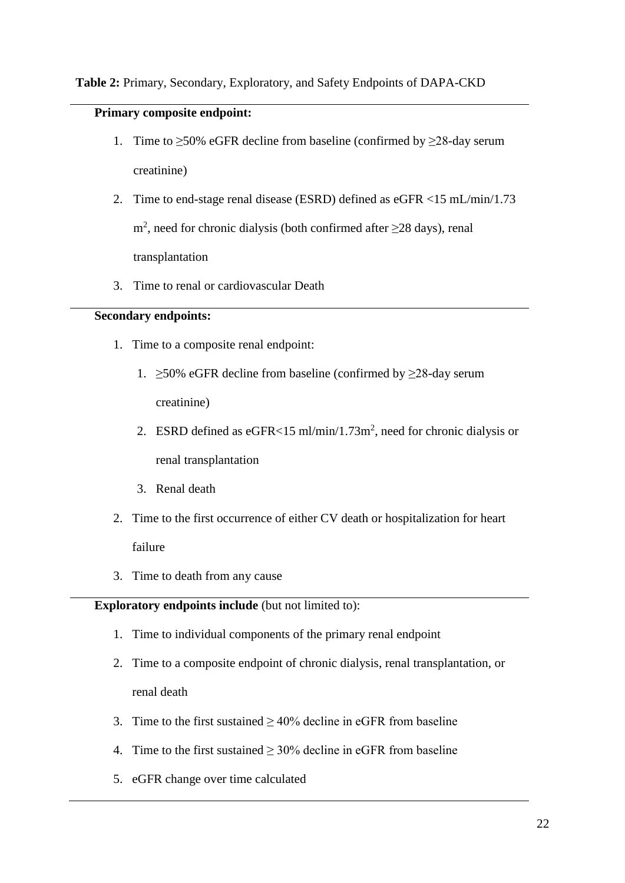**Table 2:** Primary, Secondary, Exploratory, and Safety Endpoints of DAPA-CKD

**Primary composite endpoint:**

1. Time to ≥50% eGFR decline from baseline (confirmed by ≥28-day serum creatinine)
2. Time to end-stage renal disease (ESRD) defined as eGFR <15 mL/min/1.73 $m^2$, need for chronic dialysis (both confirmed after ≥28 days), renal transplantation
3. Time to renal or cardiovascular Death

**Secondary endpoints:**

1. Time to a composite renal endpoint:
    1. ≥50% eGFR decline from baseline (confirmed by ≥28-day serum creatinine)
    2. ESRD defined as eGFR<15 ml/min/1.73$m^2$, need for chronic dialysis or renal transplantation
    3. Renal death
2. Time to the first occurrence of either CV death or hospitalization for heart failure
3. Time to death from any cause

**Exploratory endpoints include** (but not limited to):

1. Time to individual components of the primary renal endpoint
2. Time to a composite endpoint of chronic dialysis, renal transplantation, or renal death
3. Time to the first sustained ≥ 40% decline in eGFR from baseline
4. Time to the first sustained ≥ 30% decline in eGFR from baseline
5. eGFR change over time calculated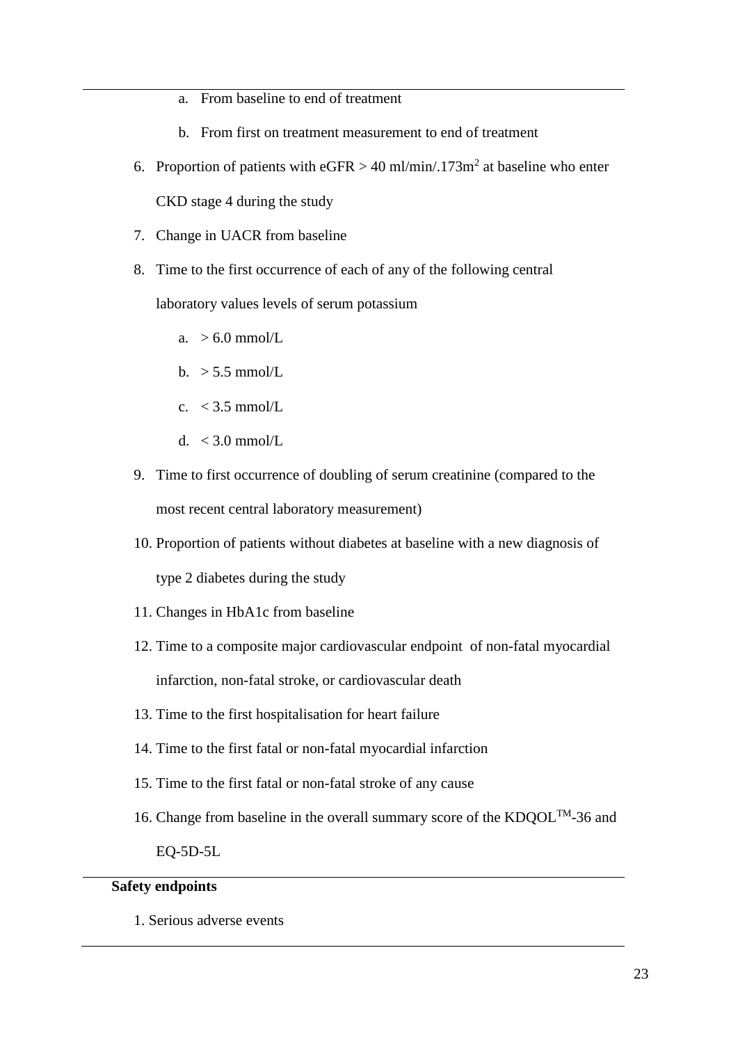a. From baseline to end of treatment
   b. From first on treatment measurement to end of treatment

6. Proportion of patients with eGFR > 40 ml/min/.173m$^2$ at baseline who enter CKD stage 4 during the study
7. Change in UACR from baseline
8. Time to the first occurrence of each of any of the following central laboratory values levels of serum potassium
   a. > 6.0 mmol/L
   b. > 5.5 mmol/L
   c. < 3.5 mmol/L
   d. < 3.0 mmol/L
9. Time to first occurrence of doubling of serum creatinine (compared to the most recent central laboratory measurement)
10. Proportion of patients without diabetes at baseline with a new diagnosis of type 2 diabetes during the study
11. Changes in HbA1c from baseline
12. Time to a composite major cardiovascular endpoint of non-fatal myocardial infarction, non-fatal stroke, or cardiovascular death
13. Time to the first hospitalisation for heart failure
14. Time to the first fatal or non-fatal myocardial infarction
15. Time to the first fatal or non-fatal stroke of any cause
16. Change from baseline in the overall summary score of the KDQOL$^{TM}$-36 and EQ-5D-5L

**Safety endpoints**

1. Serious adverse events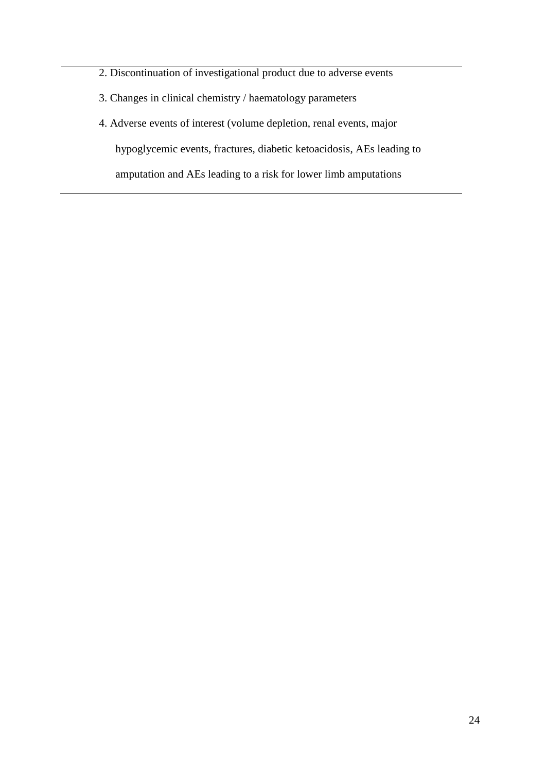2. Discontinuation of investigational product due to adverse events

3. Changes in clinical chemistry / haematology parameters

4. Adverse events of interest (volume depletion, renal events, major hypoglycemic events, fractures, diabetic ketoacidosis, AEs leading to amputation and AEs leading to a risk for lower limb amputations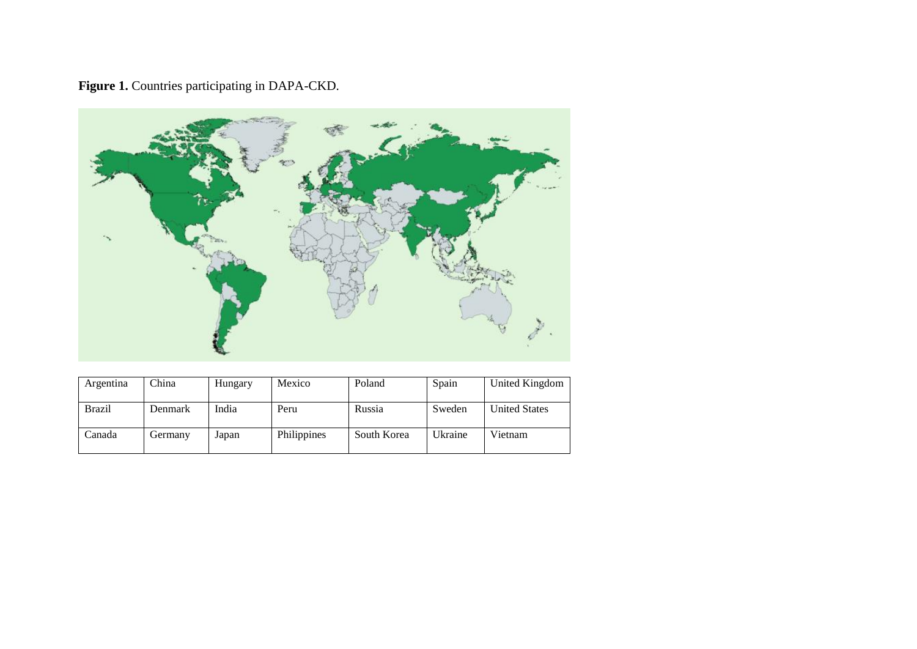**Figure 1.** Countries participating in DAPA-CKD.

| Argentina | China | Hungary | Mexico | Poland | Spain | United Kingdom |
|---|---|---|---|---|---|---|
| Brazil | Denmark | India | Peru | Russia | Sweden | United States |
| Canada | Germany | Japan | Philippines | South Korea | Ukraine | Vietnam |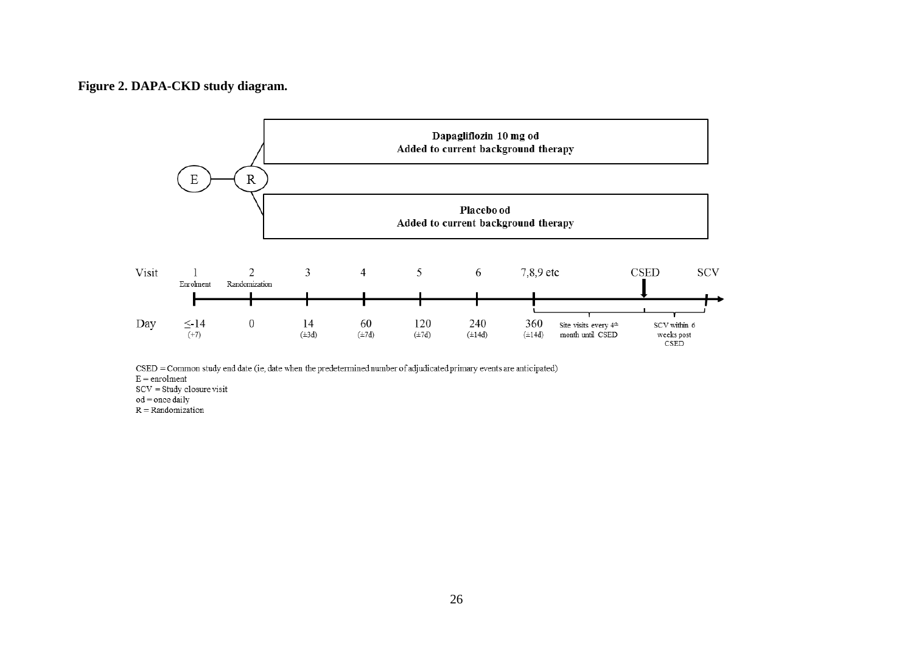**Figure 2. DAPA-CKD study diagram.**

E — R

**Dapagliflozin 10 mg od**
**Added to current background therapy**

**Placebo od**
**Added to current background therapy**

| Visit | 1 Enrolment | 2 Randomization | 3 | 4 | 5 | 6 | 7,8,9 etc | | CSED | | SCV |
|---|---|---|---|---|---|---|---|---|---|---|---|
| Day | ≤-14 (+7) | 0 | 14 (±3d) | 60 (±7d) | 120 (±7d) | 240 (±14d) | 360 (±14d) | Site visits every 4th month until CSED | | SCV within 6 weeks post CSED | |

CSED = Common study end date (ie, date when the predetermined number of adjudicated primary events are anticipated)
E = enrolment
SCV = Study closure visit
od = once daily
R = Randomization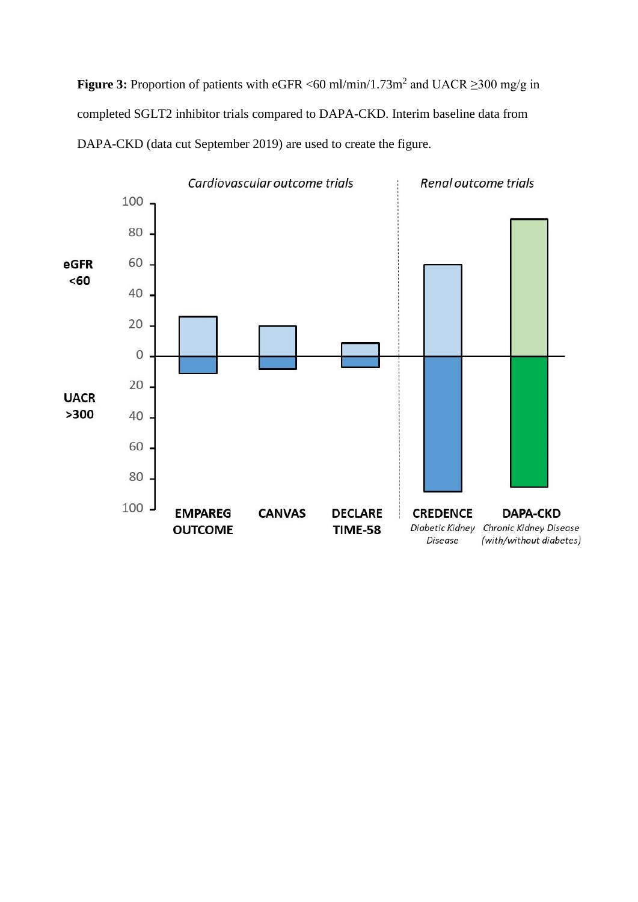**Figure 3:** Proportion of patients with eGFR <60 ml/min/1.73m$^2$ and UACR ≥300 mg/g in completed SGLT2 inhibitor trials compared to DAPA-CKD. Interim baseline data from DAPA-CKD (data cut September 2019) are used to create the figure.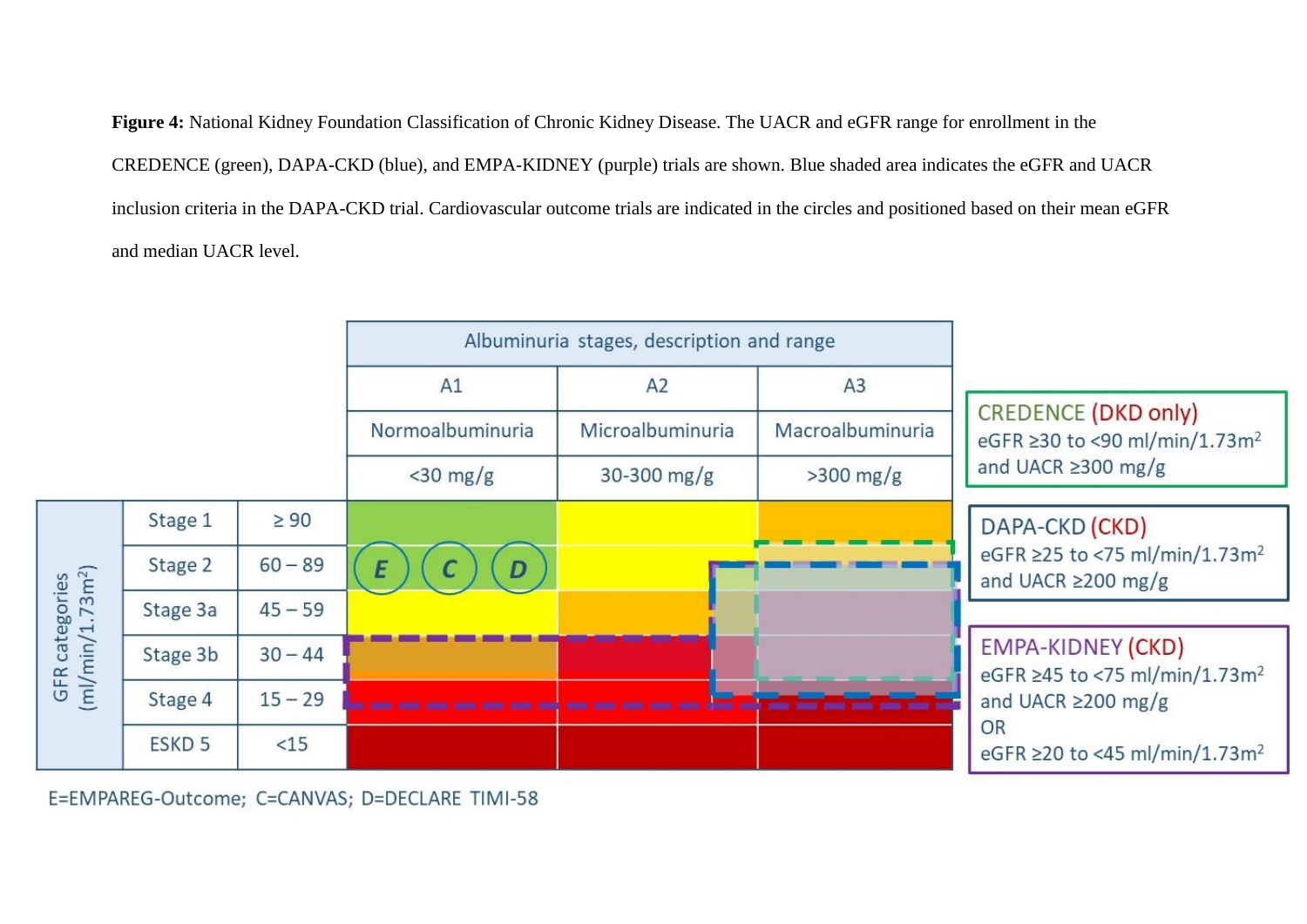**Figure 4:** National Kidney Foundation Classification of Chronic Kidney Disease. The UACR and eGFR range for enrollment in the CREDENCE (green), DAPA-CKD (blue), and EMPA-KIDNEY (purple) trials are shown. Blue shaded area indicates the eGFR and UACR inclusion criteria in the DAPA-CKD trial. Cardiovascular outcome trials are indicated in the circles and positioned based on their mean eGFR and median UACR level.

| GFR categories ($ml/min/1.73m^2$) | | Albuminuria stages, description and range | | |
|---|---|---|---|---|
| | | A1 | A2 | A3 |
| | | Normoalbuminuria | Microalbuminuria | Macroalbuminuria |
| | | <30 mg/g | 30-300 mg/g | >300 mg/g |
| Stage 1 | ≥ 90 | | | |
| Stage 2 | 60 – 89 | E C D | | |
| Stage 3a | 45 – 59 | | | |
| Stage 3b | 30 – 44 | | | |
| Stage 4 | 15 – 29 | | | |
| ESKD 5 | <15 | | | |

CREDENCE (DKD only)
eGFR ≥30 to <90 $ml/min/1.73m^2$ and UACR ≥300 mg/g

DAPA-CKD (CKD)
eGFR ≥25 to <75 $ml/min/1.73m^2$ and UACR ≥200 mg/g

EMPA-KIDNEY (CKD)
eGFR ≥45 to <75 $ml/min/1.73m^2$ and UACR ≥200 mg/g
OR
eGFR ≥20 to <45 $ml/min/1.73m^2$

E=EMPAREG-Outcome; C=CANVAS; D=DECLARE TIMI-58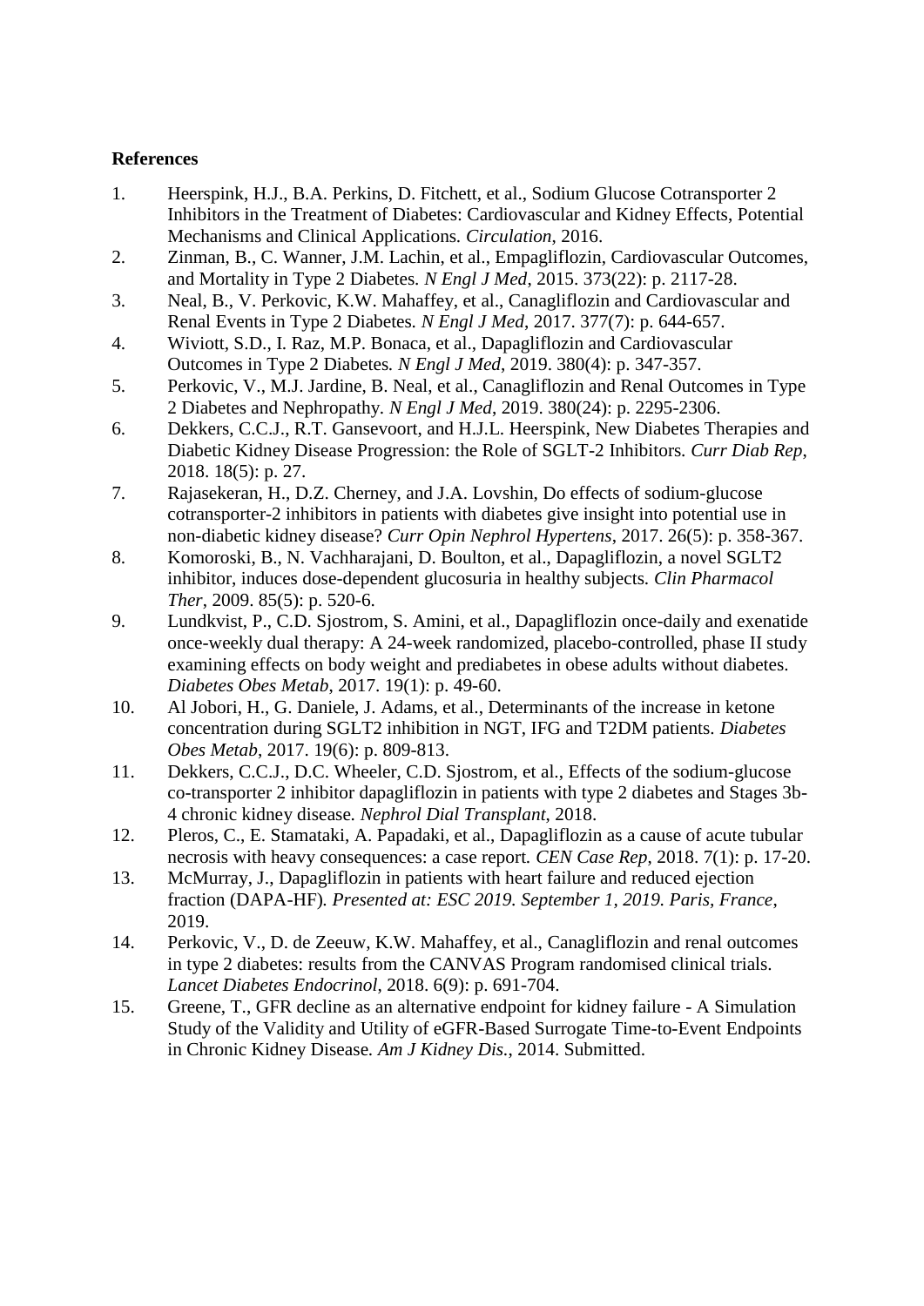**References**

1. Heerspink, H.J., B.A. Perkins, D. Fitchett, et al., Sodium Glucose Cotransporter 2 Inhibitors in the Treatment of Diabetes: Cardiovascular and Kidney Effects, Potential Mechanisms and Clinical Applications. *Circulation*, 2016.
2. Zinman, B., C. Wanner, J.M. Lachin, et al., Empagliflozin, Cardiovascular Outcomes, and Mortality in Type 2 Diabetes. *N Engl J Med*, 2015. 373(22): p. 2117-28.
3. Neal, B., V. Perkovic, K.W. Mahaffey, et al., Canagliflozin and Cardiovascular and Renal Events in Type 2 Diabetes. *N Engl J Med*, 2017. 377(7): p. 644-657.
4. Wiviott, S.D., I. Raz, M.P. Bonaca, et al., Dapagliflozin and Cardiovascular Outcomes in Type 2 Diabetes. *N Engl J Med*, 2019. 380(4): p. 347-357.
5. Perkovic, V., M.J. Jardine, B. Neal, et al., Canagliflozin and Renal Outcomes in Type 2 Diabetes and Nephropathy. *N Engl J Med*, 2019. 380(24): p. 2295-2306.
6. Dekkers, C.C.J., R.T. Gansevoort, and H.J.L. Heerspink, New Diabetes Therapies and Diabetic Kidney Disease Progression: the Role of SGLT-2 Inhibitors. *Curr Diab Rep*, 2018. 18(5): p. 27.
7. Rajasekeran, H., D.Z. Cherney, and J.A. Lovshin, Do effects of sodium-glucose cotransporter-2 inhibitors in patients with diabetes give insight into potential use in non-diabetic kidney disease? *Curr Opin Nephrol Hypertens*, 2017. 26(5): p. 358-367.
8. Komoroski, B., N. Vachharajani, D. Boulton, et al., Dapagliflozin, a novel SGLT2 inhibitor, induces dose-dependent glucosuria in healthy subjects. *Clin Pharmacol Ther*, 2009. 85(5): p. 520-6.
9. Lundkvist, P., C.D. Sjostrom, S. Amini, et al., Dapagliflozin once-daily and exenatide once-weekly dual therapy: A 24-week randomized, placebo-controlled, phase II study examining effects on body weight and prediabetes in obese adults without diabetes. *Diabetes Obes Metab*, 2017. 19(1): p. 49-60.
10. Al Jobori, H., G. Daniele, J. Adams, et al., Determinants of the increase in ketone concentration during SGLT2 inhibition in NGT, IFG and T2DM patients. *Diabetes Obes Metab*, 2017. 19(6): p. 809-813.
11. Dekkers, C.C.J., D.C. Wheeler, C.D. Sjostrom, et al., Effects of the sodium-glucose co-transporter 2 inhibitor dapagliflozin in patients with type 2 diabetes and Stages 3b-4 chronic kidney disease. *Nephrol Dial Transplant*, 2018.
12. Pleros, C., E. Stamataki, A. Papadaki, et al., Dapagliflozin as a cause of acute tubular necrosis with heavy consequences: a case report. *CEN Case Rep*, 2018. 7(1): p. 17-20.
13. McMurray, J., Dapagliflozin in patients with heart failure and reduced ejection fraction (DAPA-HF). *Presented at: ESC 2019. September 1, 2019. Paris, France*, 2019.
14. Perkovic, V., D. de Zeeuw, K.W. Mahaffey, et al., Canagliflozin and renal outcomes in type 2 diabetes: results from the CANVAS Program randomised clinical trials. *Lancet Diabetes Endocrinol*, 2018. 6(9): p. 691-704.
15. Greene, T., GFR decline as an alternative endpoint for kidney failure - A Simulation Study of the Validity and Utility of eGFR-Based Surrogate Time-to-Event Endpoints in Chronic Kidney Disease. *Am J Kidney Dis.*, 2014. Submitted.